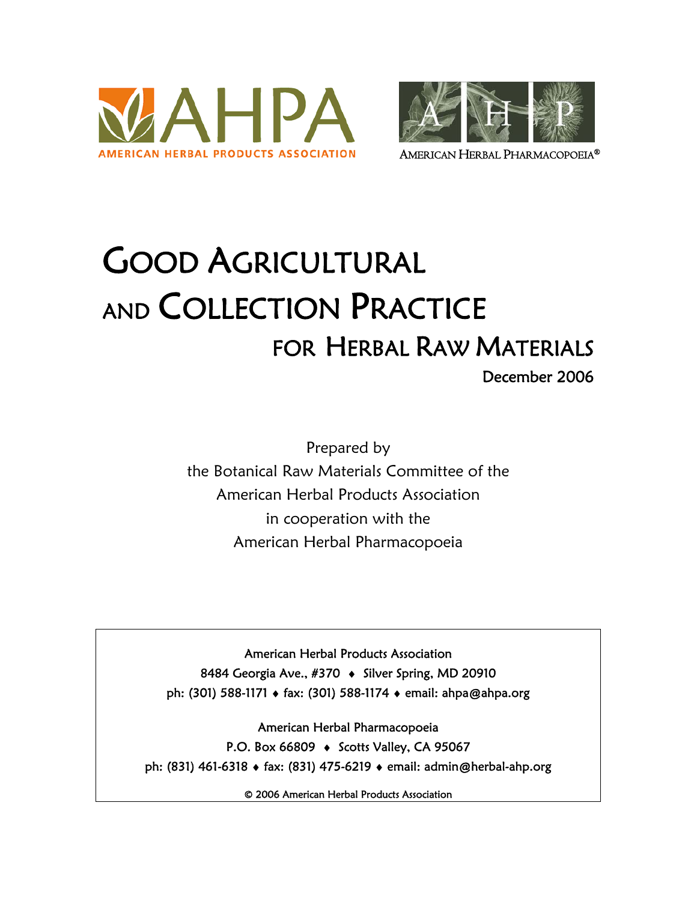AHPA
AMERICAN HERBAL PRODUCTS ASSOCIATION

A H P
AMERICAN HERBAL PHARMACOPOEIA®

# GOOD AGRICULTURAL AND COLLECTION PRACTICE FOR HERBAL RAW MATERIALS

December 2006

Prepared by
the Botanical Raw Materials Committee of the
American Herbal Products Association
in cooperation with the
American Herbal Pharmacopoeia

American Herbal Products Association
8484 Georgia Ave., #370 ♦ Silver Spring, MD 20910
ph: (301) 588-1171 ♦ fax: (301) 588-1174 ♦ email: ahpa@ahpa.org

American Herbal Pharmacopoeia
P.O. Box 66809 ♦ Scotts Valley, CA 95067
ph: (831) 461-6318 ♦ fax: (831) 475-6219 ♦ email: admin@herbal-ahp.org

© 2006 American Herbal Products Association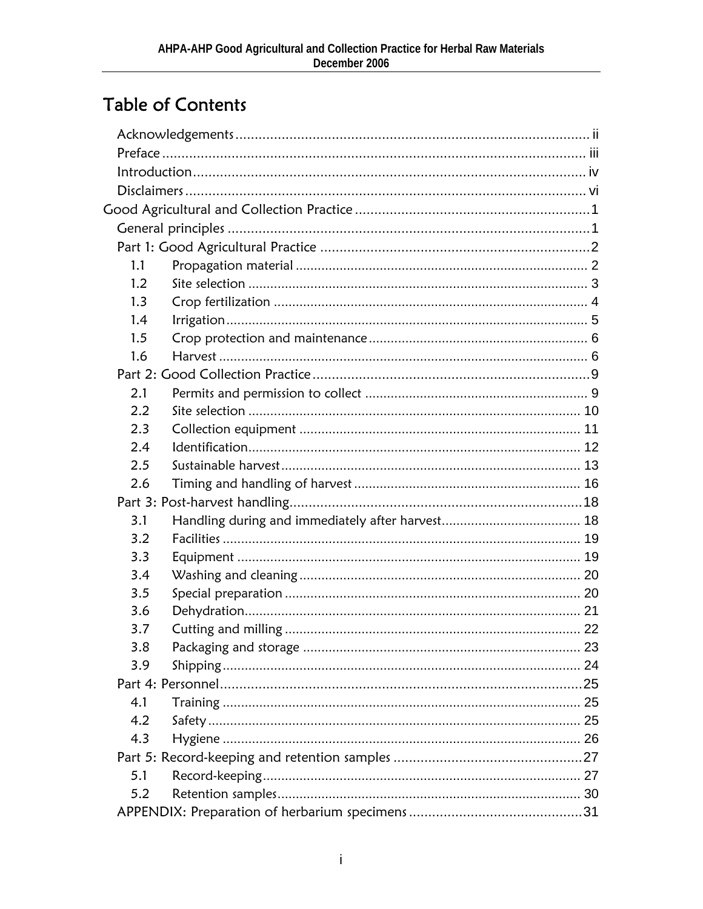# Table of Contents

- Acknowledgements ........ ii
- Preface ........ iii
- Introduction ........ iv
- Disclaimers ........ vi

Good Agricultural and Collection Practice ........ 1

- General principles ........ 1
- Part 1: Good Agricultural Practice ........ 2
  - 1.1 Propagation material ........ 2
  - 1.2 Site selection ........ 3
  - 1.3 Crop fertilization ........ 4
  - 1.4 Irrigation ........ 5
  - 1.5 Crop protection and maintenance ........ 6
  - 1.6 Harvest ........ 6
- Part 2: Good Collection Practice ........ 9
  - 2.1 Permits and permission to collect ........ 9
  - 2.2 Site selection ........ 10
  - 2.3 Collection equipment ........ 11
  - 2.4 Identification ........ 12
  - 2.5 Sustainable harvest ........ 13
  - 2.6 Timing and handling of harvest ........ 16
- Part 3: Post-harvest handling ........ 18
  - 3.1 Handling during and immediately after harvest ........ 18
  - 3.2 Facilities ........ 19
  - 3.3 Equipment ........ 19
  - 3.4 Washing and cleaning ........ 20
  - 3.5 Special preparation ........ 20
  - 3.6 Dehydration ........ 21
  - 3.7 Cutting and milling ........ 22
  - 3.8 Packaging and storage ........ 23
  - 3.9 Shipping ........ 24
- Part 4: Personnel ........ 25
  - 4.1 Training ........ 25
  - 4.2 Safety ........ 25
  - 4.3 Hygiene ........ 26
- Part 5: Record-keeping and retention samples ........ 27
  - 5.1 Record-keeping ........ 27
  - 5.2 Retention samples ........ 30
- APPENDIX: Preparation of herbarium specimens ........ 31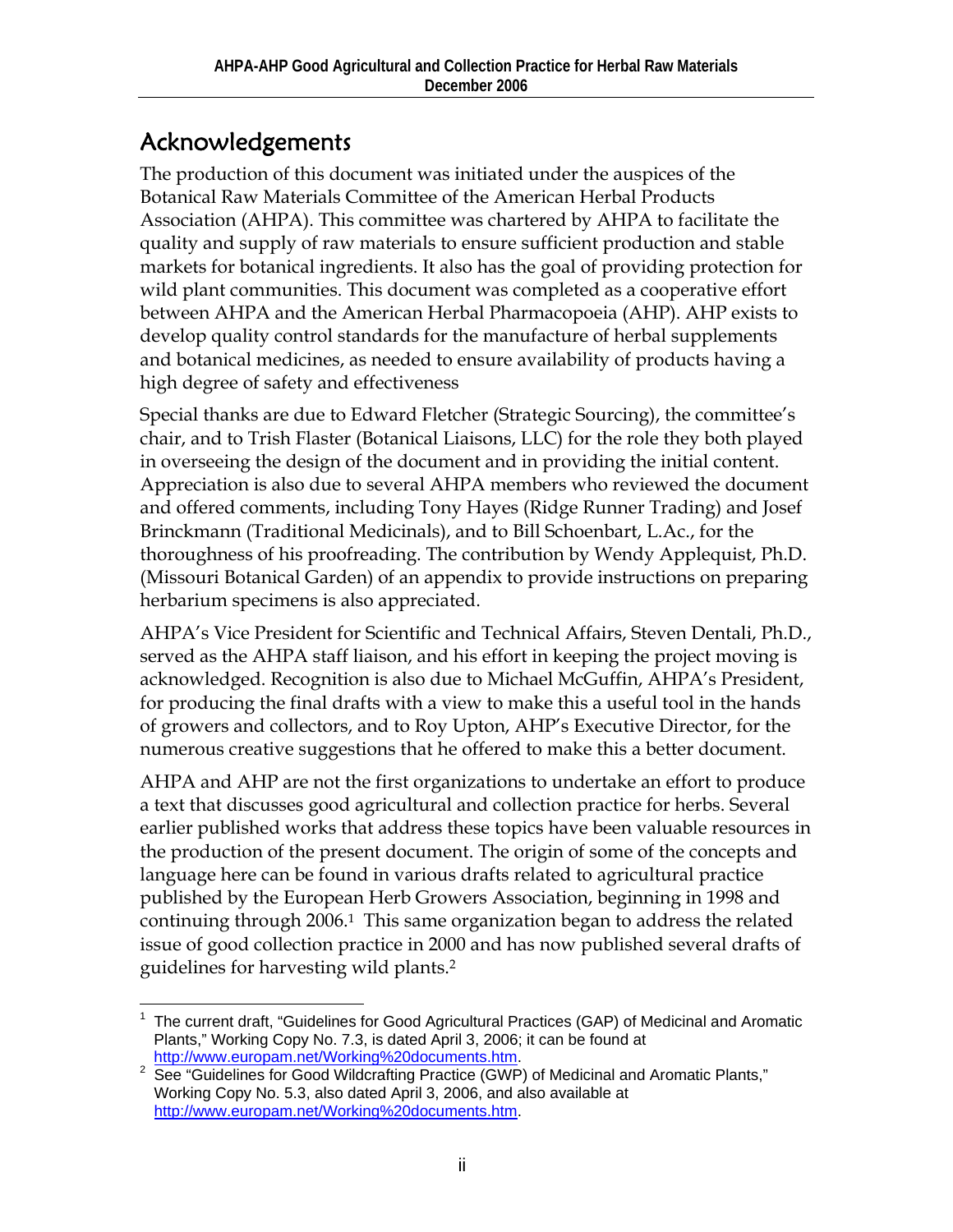## Acknowledgements

The production of this document was initiated under the auspices of the Botanical Raw Materials Committee of the American Herbal Products Association (AHPA). This committee was chartered by AHPA to facilitate the quality and supply of raw materials to ensure sufficient production and stable markets for botanical ingredients. It also has the goal of providing protection for wild plant communities. This document was completed as a cooperative effort between AHPA and the American Herbal Pharmacopoeia (AHP). AHP exists to develop quality control standards for the manufacture of herbal supplements and botanical medicines, as needed to ensure availability of products having a high degree of safety and effectiveness

Special thanks are due to Edward Fletcher (Strategic Sourcing), the committee's chair, and to Trish Flaster (Botanical Liaisons, LLC) for the role they both played in overseeing the design of the document and in providing the initial content. Appreciation is also due to several AHPA members who reviewed the document and offered comments, including Tony Hayes (Ridge Runner Trading) and Josef Brinckmann (Traditional Medicinals), and to Bill Schoenbart, L.Ac., for the thoroughness of his proofreading. The contribution by Wendy Applequist, Ph.D. (Missouri Botanical Garden) of an appendix to provide instructions on preparing herbarium specimens is also appreciated.

AHPA's Vice President for Scientific and Technical Affairs, Steven Dentali, Ph.D., served as the AHPA staff liaison, and his effort in keeping the project moving is acknowledged. Recognition is also due to Michael McGuffin, AHPA's President, for producing the final drafts with a view to make this a useful tool in the hands of growers and collectors, and to Roy Upton, AHP's Executive Director, for the numerous creative suggestions that he offered to make this a better document.

AHPA and AHP are not the first organizations to undertake an effort to produce a text that discusses good agricultural and collection practice for herbs. Several earlier published works that address these topics have been valuable resources in the production of the present document. The origin of some of the concepts and language here can be found in various drafts related to agricultural practice published by the European Herb Growers Association, beginning in 1998 and continuing through 2006.[1] This same organization began to address the related issue of good collection practice in 2000 and has now published several drafts of guidelines for harvesting wild plants.[2]

---

[1] The current draft, "Guidelines for Good Agricultural Practices (GAP) of Medicinal and Aromatic Plants," Working Copy No. 7.3, is dated April 3, 2006; it can be found at http://www.europam.net/Working%20documents.htm.

[2] See "Guidelines for Good Wildcrafting Practice (GWP) of Medicinal and Aromatic Plants," Working Copy No. 5.3, also dated April 3, 2006, and also available at http://www.europam.net/Working%20documents.htm.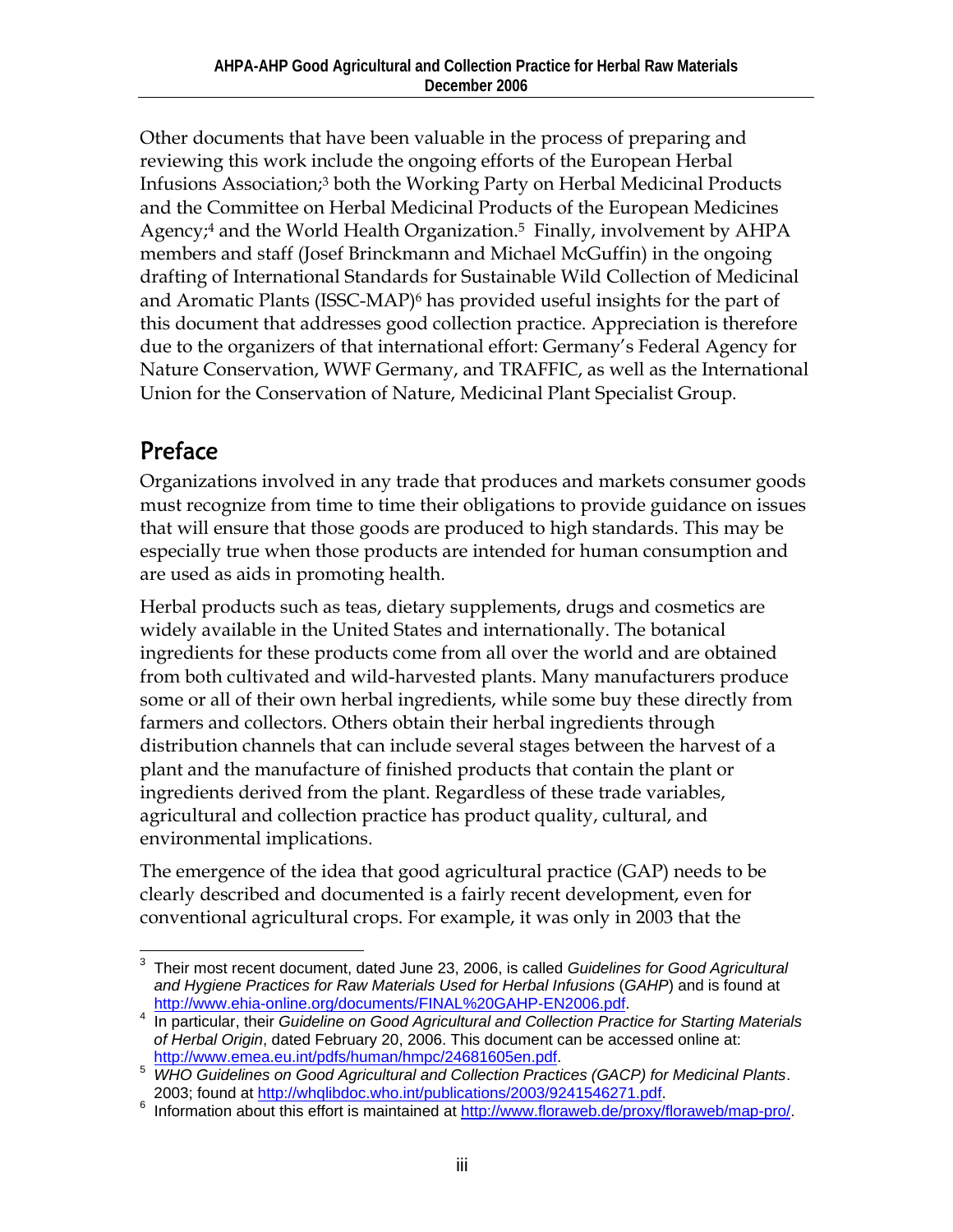Other documents that have been valuable in the process of preparing and reviewing this work include the ongoing efforts of the European Herbal Infusions Association;[3] both the Working Party on Herbal Medicinal Products and the Committee on Herbal Medicinal Products of the European Medicines Agency;[4] and the World Health Organization.[5] Finally, involvement by AHPA members and staff (Josef Brinckmann and Michael McGuffin) in the ongoing drafting of International Standards for Sustainable Wild Collection of Medicinal and Aromatic Plants (ISSC-MAP)[6] has provided useful insights for the part of this document that addresses good collection practice. Appreciation is therefore due to the organizers of that international effort: Germany's Federal Agency for Nature Conservation, WWF Germany, and TRAFFIC, as well as the International Union for the Conservation of Nature, Medicinal Plant Specialist Group.

## Preface

Organizations involved in any trade that produces and markets consumer goods must recognize from time to time their obligations to provide guidance on issues that will ensure that those goods are produced to high standards. This may be especially true when those products are intended for human consumption and are used as aids in promoting health.

Herbal products such as teas, dietary supplements, drugs and cosmetics are widely available in the United States and internationally. The botanical ingredients for these products come from all over the world and are obtained from both cultivated and wild-harvested plants. Many manufacturers produce some or all of their own herbal ingredients, while some buy these directly from farmers and collectors. Others obtain their herbal ingredients through distribution channels that can include several stages between the harvest of a plant and the manufacture of finished products that contain the plant or ingredients derived from the plant. Regardless of these trade variables, agricultural and collection practice has product quality, cultural, and environmental implications.

The emergence of the idea that good agricultural practice (GAP) needs to be clearly described and documented is a fairly recent development, even for conventional agricultural crops. For example, it was only in 2003 that the

---

[3] Their most recent document, dated June 23, 2006, is called *Guidelines for Good Agricultural and Hygiene Practices for Raw Materials Used for Herbal Infusions* (*GAHP*) and is found at http://www.ehia-online.org/documents/FINAL%20GAHP-EN2006.pdf.

[4] In particular, their *Guideline on Good Agricultural and Collection Practice for Starting Materials of Herbal Origin*, dated February 20, 2006. This document can be accessed online at: http://www.emea.eu.int/pdfs/human/hmpc/24681605en.pdf.

[5] *WHO Guidelines on Good Agricultural and Collection Practices (GACP) for Medicinal Plants*. 2003; found at http://whqlibdoc.who.int/publications/2003/9241546271.pdf.

[6] Information about this effort is maintained at http://www.floraweb.de/proxy/floraweb/map-pro/.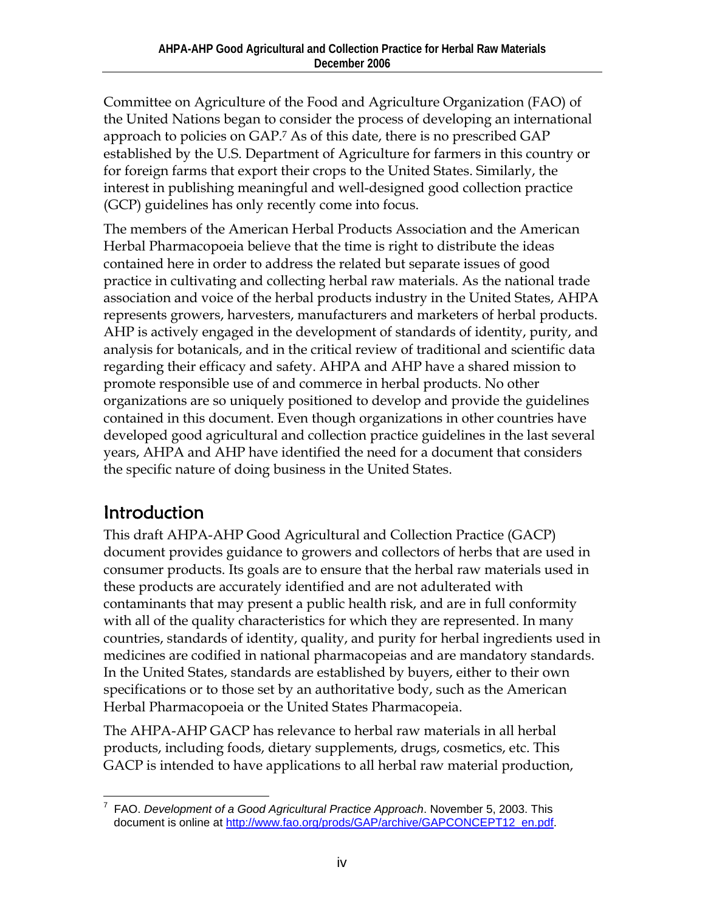Committee on Agriculture of the Food and Agriculture Organization (FAO) of the United Nations began to consider the process of developing an international approach to policies on GAP.[7] As of this date, there is no prescribed GAP established by the U.S. Department of Agriculture for farmers in this country or for foreign farms that export their crops to the United States. Similarly, the interest in publishing meaningful and well-designed good collection practice (GCP) guidelines has only recently come into focus.

The members of the American Herbal Products Association and the American Herbal Pharmacopoeia believe that the time is right to distribute the ideas contained here in order to address the related but separate issues of good practice in cultivating and collecting herbal raw materials. As the national trade association and voice of the herbal products industry in the United States, AHPA represents growers, harvesters, manufacturers and marketers of herbal products. AHP is actively engaged in the development of standards of identity, purity, and analysis for botanicals, and in the critical review of traditional and scientific data regarding their efficacy and safety. AHPA and AHP have a shared mission to promote responsible use of and commerce in herbal products. No other organizations are so uniquely positioned to develop and provide the guidelines contained in this document. Even though organizations in other countries have developed good agricultural and collection practice guidelines in the last several years, AHPA and AHP have identified the need for a document that considers the specific nature of doing business in the United States.

## Introduction

This draft AHPA-AHP Good Agricultural and Collection Practice (GACP) document provides guidance to growers and collectors of herbs that are used in consumer products. Its goals are to ensure that the herbal raw materials used in these products are accurately identified and are not adulterated with contaminants that may present a public health risk, and are in full conformity with all of the quality characteristics for which they are represented. In many countries, standards of identity, quality, and purity for herbal ingredients used in medicines are codified in national pharmacopeias and are mandatory standards. In the United States, standards are established by buyers, either to their own specifications or to those set by an authoritative body, such as the American Herbal Pharmacopoeia or the United States Pharmacopeia.

The AHPA-AHP GACP has relevance to herbal raw materials in all herbal products, including foods, dietary supplements, drugs, cosmetics, etc. This GACP is intended to have applications to all herbal raw material production,

---

[7] FAO. *Development of a Good Agricultural Practice Approach*. November 5, 2003. This document is online at http://www.fao.org/prods/GAP/archive/GAPCONCEPT12_en.pdf.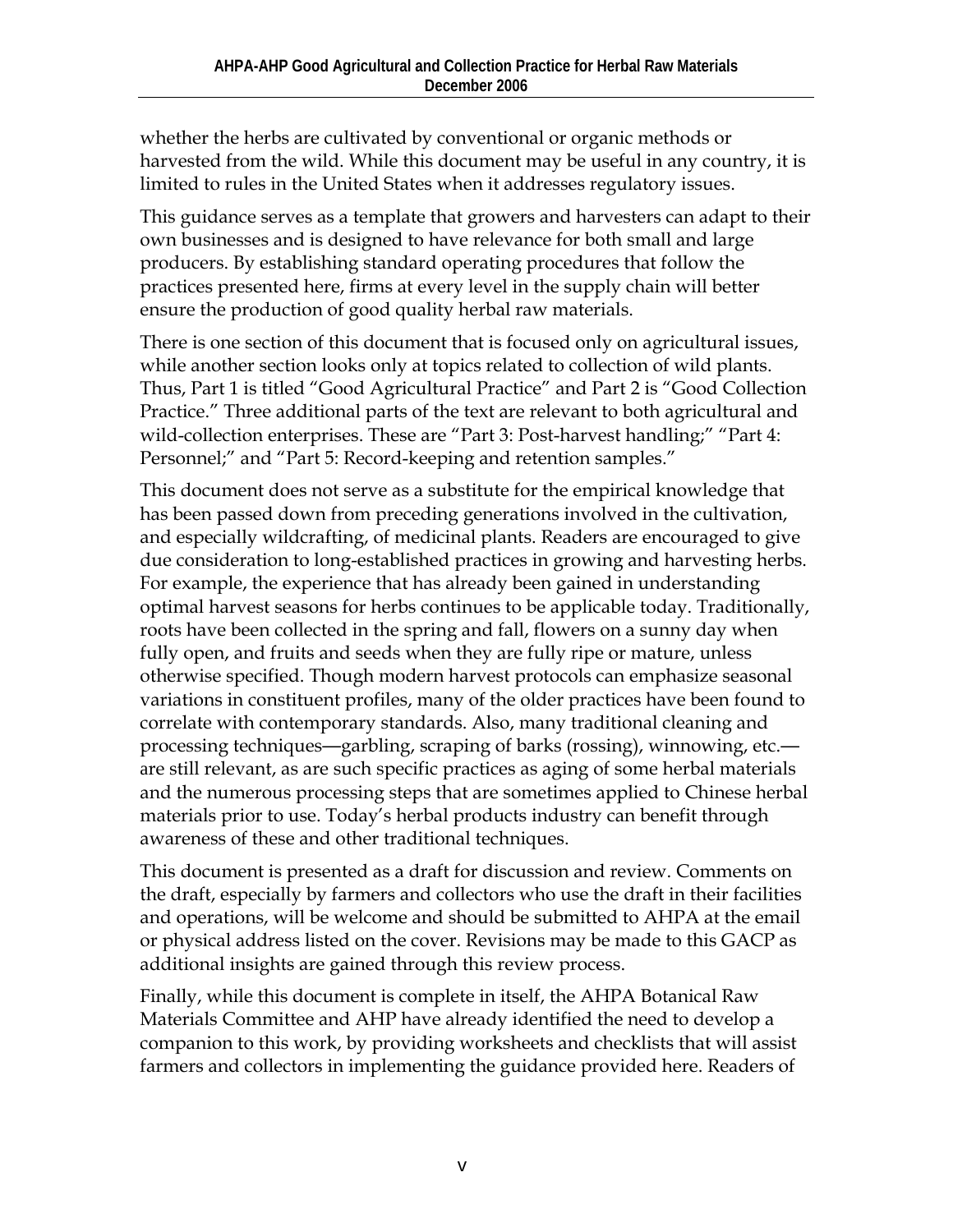whether the herbs are cultivated by conventional or organic methods or harvested from the wild. While this document may be useful in any country, it is limited to rules in the United States when it addresses regulatory issues.

This guidance serves as a template that growers and harvesters can adapt to their own businesses and is designed to have relevance for both small and large producers. By establishing standard operating procedures that follow the practices presented here, firms at every level in the supply chain will better ensure the production of good quality herbal raw materials.

There is one section of this document that is focused only on agricultural issues, while another section looks only at topics related to collection of wild plants. Thus, Part 1 is titled "Good Agricultural Practice" and Part 2 is "Good Collection Practice." Three additional parts of the text are relevant to both agricultural and wild-collection enterprises. These are "Part 3: Post-harvest handling;" "Part 4: Personnel;" and "Part 5: Record-keeping and retention samples."

This document does not serve as a substitute for the empirical knowledge that has been passed down from preceding generations involved in the cultivation, and especially wildcrafting, of medicinal plants. Readers are encouraged to give due consideration to long-established practices in growing and harvesting herbs. For example, the experience that has already been gained in understanding optimal harvest seasons for herbs continues to be applicable today. Traditionally, roots have been collected in the spring and fall, flowers on a sunny day when fully open, and fruits and seeds when they are fully ripe or mature, unless otherwise specified. Though modern harvest protocols can emphasize seasonal variations in constituent profiles, many of the older practices have been found to correlate with contemporary standards. Also, many traditional cleaning and processing techniques—garbling, scraping of barks (rossing), winnowing, etc.—are still relevant, as are such specific practices as aging of some herbal materials and the numerous processing steps that are sometimes applied to Chinese herbal materials prior to use. Today's herbal products industry can benefit through awareness of these and other traditional techniques.

This document is presented as a draft for discussion and review. Comments on the draft, especially by farmers and collectors who use the draft in their facilities and operations, will be welcome and should be submitted to AHPA at the email or physical address listed on the cover. Revisions may be made to this GACP as additional insights are gained through this review process.

Finally, while this document is complete in itself, the AHPA Botanical Raw Materials Committee and AHP have already identified the need to develop a companion to this work, by providing worksheets and checklists that will assist farmers and collectors in implementing the guidance provided here. Readers of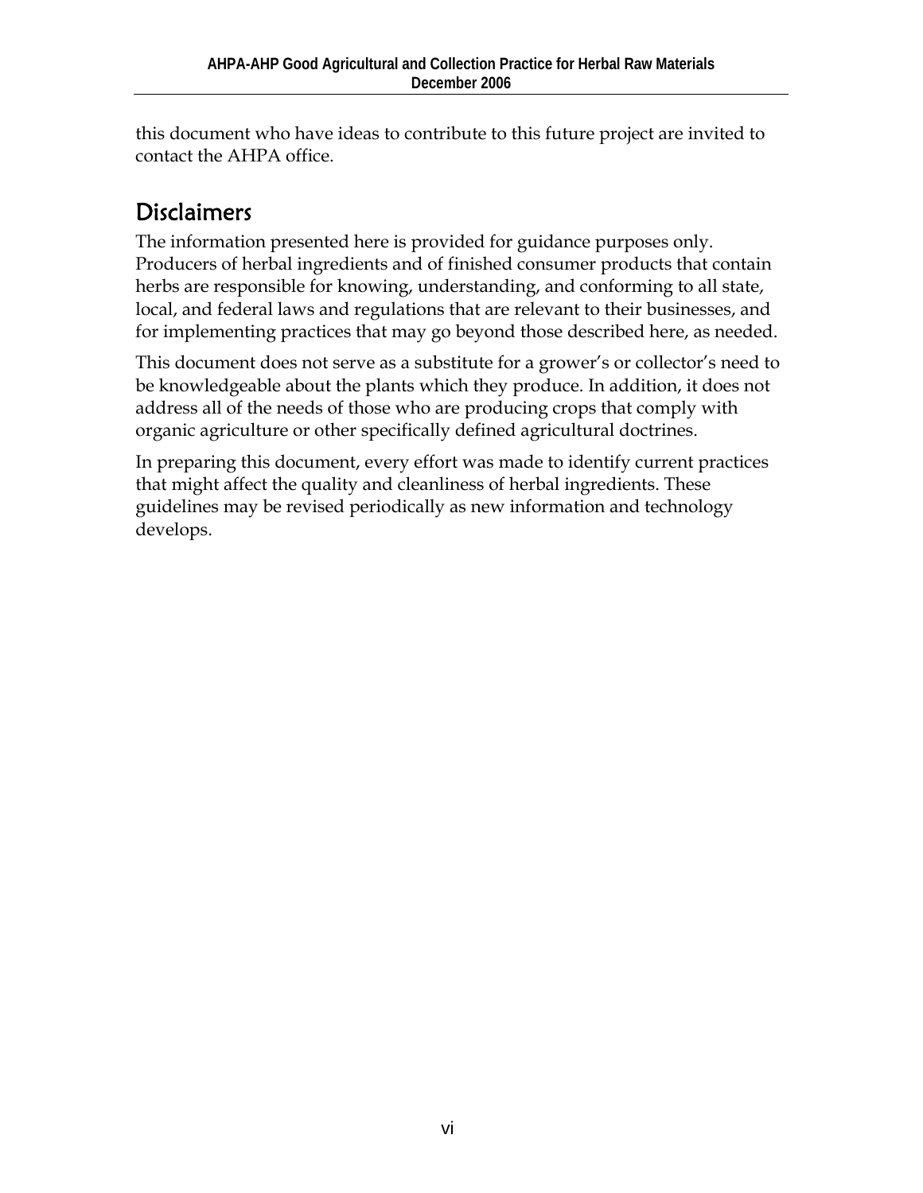this document who have ideas to contribute to this future project are invited to contact the AHPA office.

## Disclaimers

The information presented here is provided for guidance purposes only. Producers of herbal ingredients and of finished consumer products that contain herbs are responsible for knowing, understanding, and conforming to all state, local, and federal laws and regulations that are relevant to their businesses, and for implementing practices that may go beyond those described here, as needed.

This document does not serve as a substitute for a grower's or collector's need to be knowledgeable about the plants which they produce. In addition, it does not address all of the needs of those who are producing crops that comply with organic agriculture or other specifically defined agricultural doctrines.

In preparing this document, every effort was made to identify current practices that might affect the quality and cleanliness of herbal ingredients. These guidelines may be revised periodically as new information and technology develops.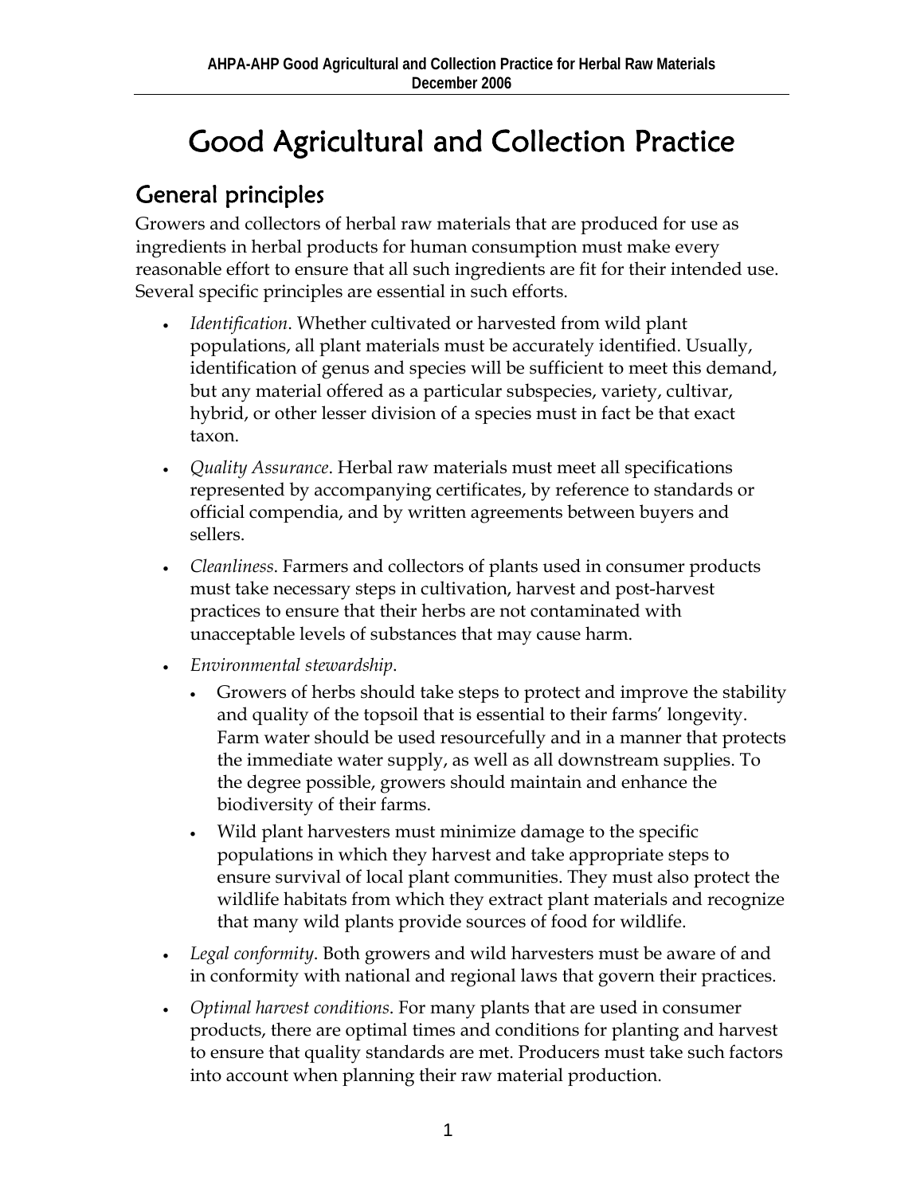# Good Agricultural and Collection Practice

## General principles

Growers and collectors of herbal raw materials that are produced for use as ingredients in herbal products for human consumption must make every reasonable effort to ensure that all such ingredients are fit for their intended use. Several specific principles are essential in such efforts.

- *Identification*. Whether cultivated or harvested from wild plant populations, all plant materials must be accurately identified. Usually, identification of genus and species will be sufficient to meet this demand, but any material offered as a particular subspecies, variety, cultivar, hybrid, or other lesser division of a species must in fact be that exact taxon.
- *Quality Assurance*. Herbal raw materials must meet all specifications represented by accompanying certificates, by reference to standards or official compendia, and by written agreements between buyers and sellers.
- *Cleanliness*. Farmers and collectors of plants used in consumer products must take necessary steps in cultivation, harvest and post-harvest practices to ensure that their herbs are not contaminated with unacceptable levels of substances that may cause harm.
- *Environmental stewardship*.
  - Growers of herbs should take steps to protect and improve the stability and quality of the topsoil that is essential to their farms' longevity. Farm water should be used resourcefully and in a manner that protects the immediate water supply, as well as all downstream supplies. To the degree possible, growers should maintain and enhance the biodiversity of their farms.
  - Wild plant harvesters must minimize damage to the specific populations in which they harvest and take appropriate steps to ensure survival of local plant communities. They must also protect the wildlife habitats from which they extract plant materials and recognize that many wild plants provide sources of food for wildlife.
- *Legal conformity*. Both growers and wild harvesters must be aware of and in conformity with national and regional laws that govern their practices.
- *Optimal harvest conditions*. For many plants that are used in consumer products, there are optimal times and conditions for planting and harvest to ensure that quality standards are met. Producers must take such factors into account when planning their raw material production.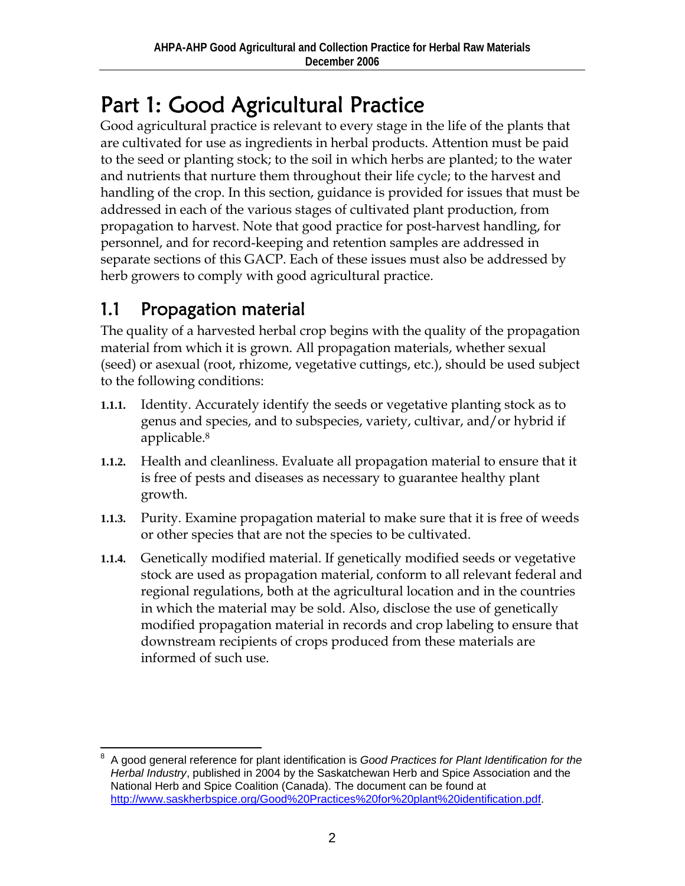# Part 1: Good Agricultural Practice

Good agricultural practice is relevant to every stage in the life of the plants that are cultivated for use as ingredients in herbal products. Attention must be paid to the seed or planting stock; to the soil in which herbs are planted; to the water and nutrients that nurture them throughout their life cycle; to the harvest and handling of the crop. In this section, guidance is provided for issues that must be addressed in each of the various stages of cultivated plant production, from propagation to harvest. Note that good practice for post-harvest handling, for personnel, and for record-keeping and retention samples are addressed in separate sections of this GACP. Each of these issues must also be addressed by herb growers to comply with good agricultural practice.

## 1.1 Propagation material

The quality of a harvested herbal crop begins with the quality of the propagation material from which it is grown. All propagation materials, whether sexual (seed) or asexual (root, rhizome, vegetative cuttings, etc.), should be used subject to the following conditions:

**1.1.1.** Identity. Accurately identify the seeds or vegetative planting stock as to genus and species, and to subspecies, variety, cultivar, and/or hybrid if applicable.[8]

**1.1.2.** Health and cleanliness. Evaluate all propagation material to ensure that it is free of pests and diseases as necessary to guarantee healthy plant growth.

**1.1.3.** Purity. Examine propagation material to make sure that it is free of weeds or other species that are not the species to be cultivated.

**1.1.4.** Genetically modified material. If genetically modified seeds or vegetative stock are used as propagation material, conform to all relevant federal and regional regulations, both at the agricultural location and in the countries in which the material may be sold. Also, disclose the use of genetically modified propagation material in records and crop labeling to ensure that downstream recipients of crops produced from these materials are informed of such use.

---

[8] A good general reference for plant identification is *Good Practices for Plant Identification for the Herbal Industry*, published in 2004 by the Saskatchewan Herb and Spice Association and the National Herb and Spice Coalition (Canada). The document can be found at http://www.saskherbspice.org/Good%20Practices%20for%20plant%20identification.pdf.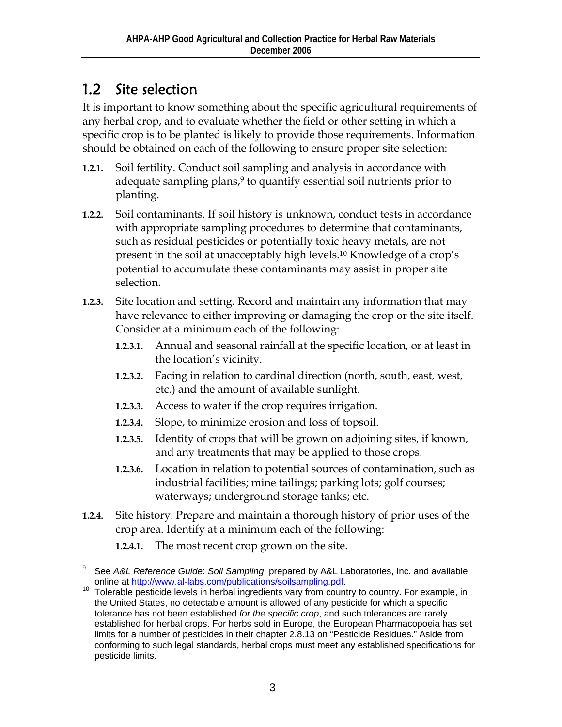## 1.2 Site selection

It is important to know something about the specific agricultural requirements of any herbal crop, and to evaluate whether the field or other setting in which a specific crop is to be planted is likely to provide those requirements. Information should be obtained on each of the following to ensure proper site selection:

**1.2.1.** Soil fertility. Conduct soil sampling and analysis in accordance with adequate sampling plans,[9] to quantify essential soil nutrients prior to planting.

**1.2.2.** Soil contaminants. If soil history is unknown, conduct tests in accordance with appropriate sampling procedures to determine that contaminants, such as residual pesticides or potentially toxic heavy metals, are not present in the soil at unacceptably high levels.[10] Knowledge of a crop's potential to accumulate these contaminants may assist in proper site selection.

**1.2.3.** Site location and setting. Record and maintain any information that may have relevance to either improving or damaging the crop or the site itself. Consider at a minimum each of the following:

- **1.2.3.1.** Annual and seasonal rainfall at the specific location, or at least in the location's vicinity.
- **1.2.3.2.** Facing in relation to cardinal direction (north, south, east, west, etc.) and the amount of available sunlight.
- **1.2.3.3.** Access to water if the crop requires irrigation.
- **1.2.3.4.** Slope, to minimize erosion and loss of topsoil.
- **1.2.3.5.** Identity of crops that will be grown on adjoining sites, if known, and any treatments that may be applied to those crops.
- **1.2.3.6.** Location in relation to potential sources of contamination, such as industrial facilities; mine tailings; parking lots; golf courses; waterways; underground storage tanks; etc.

**1.2.4.** Site history. Prepare and maintain a thorough history of prior uses of the crop area. Identify at a minimum each of the following:

- **1.2.4.1.** The most recent crop grown on the site.

---

[9] See *A&L Reference Guide*: *Soil Sampling*, prepared by A&L Laboratories, Inc. and available online at http://www.al-labs.com/publications/soilsampling.pdf.

[10] Tolerable pesticide levels in herbal ingredients vary from country to country. For example, in the United States, no detectable amount is allowed of any pesticide for which a specific tolerance has not been established *for the specific crop*, and such tolerances are rarely established for herbal crops. For herbs sold in Europe, the European Pharmacopoeia has set limits for a number of pesticides in their chapter 2.8.13 on "Pesticide Residues." Aside from conforming to such legal standards, herbal crops must meet any established specifications for pesticide limits.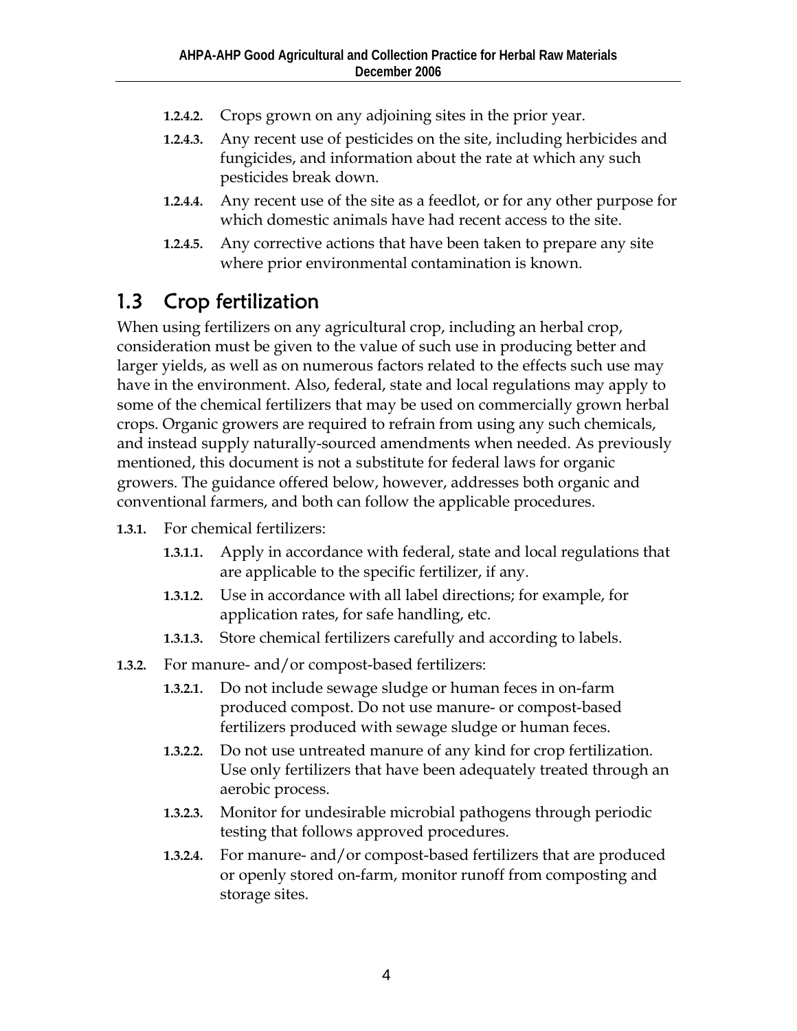**1.2.4.2.** Crops grown on any adjoining sites in the prior year.

**1.2.4.3.** Any recent use of pesticides on the site, including herbicides and fungicides, and information about the rate at which any such pesticides break down.

**1.2.4.4.** Any recent use of the site as a feedlot, or for any other purpose for which domestic animals have had recent access to the site.

**1.2.4.5.** Any corrective actions that have been taken to prepare any site where prior environmental contamination is known.

## 1.3 Crop fertilization

When using fertilizers on any agricultural crop, including an herbal crop, consideration must be given to the value of such use in producing better and larger yields, as well as on numerous factors related to the effects such use may have in the environment. Also, federal, state and local regulations may apply to some of the chemical fertilizers that may be used on commercially grown herbal crops. Organic growers are required to refrain from using any such chemicals, and instead supply naturally-sourced amendments when needed. As previously mentioned, this document is not a substitute for federal laws for organic growers. The guidance offered below, however, addresses both organic and conventional farmers, and both can follow the applicable procedures.

**1.3.1.** For chemical fertilizers:

**1.3.1.1.** Apply in accordance with federal, state and local regulations that are applicable to the specific fertilizer, if any.

**1.3.1.2.** Use in accordance with all label directions; for example, for application rates, for safe handling, etc.

**1.3.1.3.** Store chemical fertilizers carefully and according to labels.

**1.3.2.** For manure- and/or compost-based fertilizers:

**1.3.2.1.** Do not include sewage sludge or human feces in on-farm produced compost. Do not use manure- or compost-based fertilizers produced with sewage sludge or human feces.

**1.3.2.2.** Do not use untreated manure of any kind for crop fertilization. Use only fertilizers that have been adequately treated through an aerobic process.

**1.3.2.3.** Monitor for undesirable microbial pathogens through periodic testing that follows approved procedures.

**1.3.2.4.** For manure- and/or compost-based fertilizers that are produced or openly stored on-farm, monitor runoff from composting and storage sites.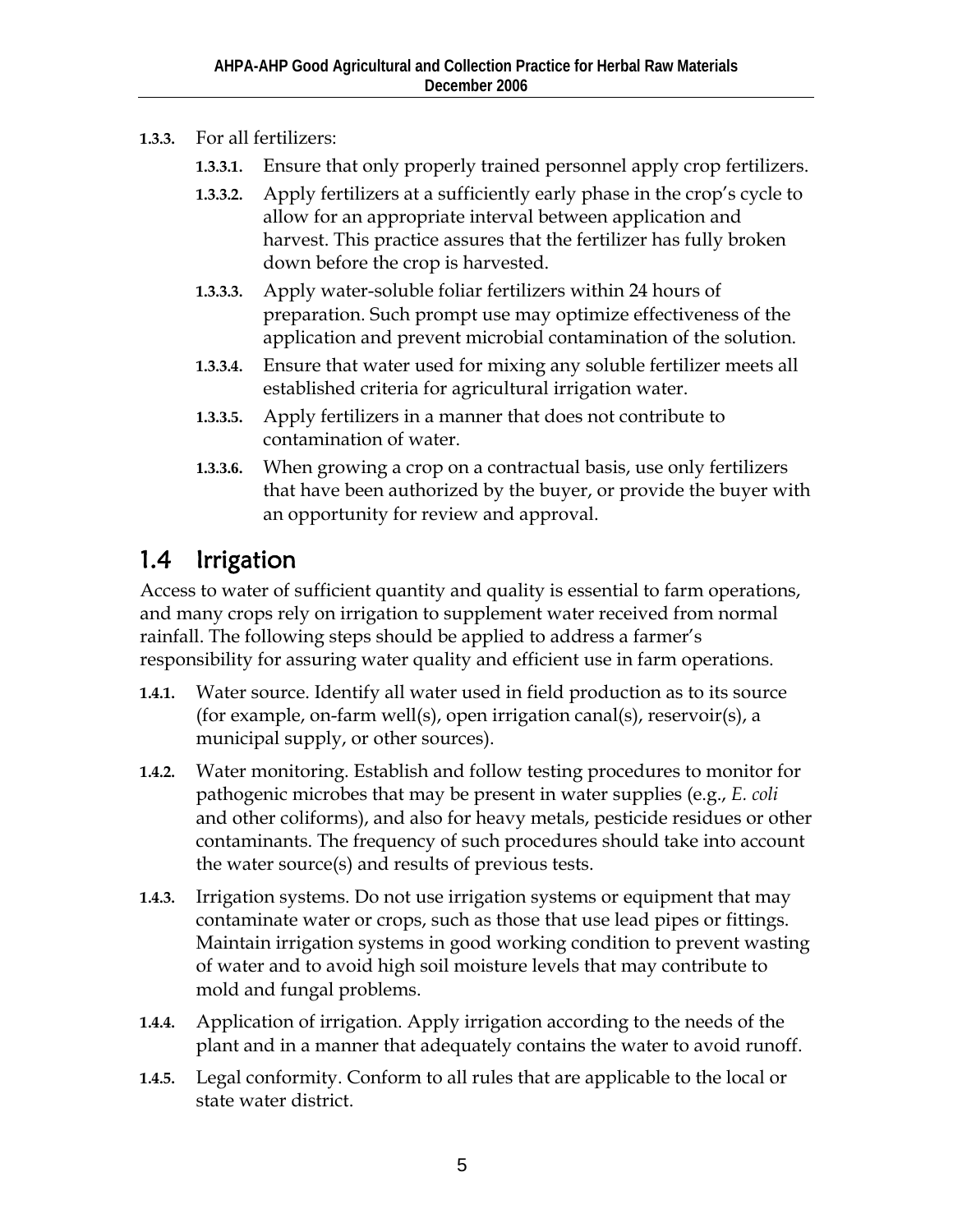**1.3.3.** For all fertilizers:

- **1.3.3.1.** Ensure that only properly trained personnel apply crop fertilizers.
- **1.3.3.2.** Apply fertilizers at a sufficiently early phase in the crop's cycle to allow for an appropriate interval between application and harvest. This practice assures that the fertilizer has fully broken down before the crop is harvested.
- **1.3.3.3.** Apply water-soluble foliar fertilizers within 24 hours of preparation. Such prompt use may optimize effectiveness of the application and prevent microbial contamination of the solution.
- **1.3.3.4.** Ensure that water used for mixing any soluble fertilizer meets all established criteria for agricultural irrigation water.
- **1.3.3.5.** Apply fertilizers in a manner that does not contribute to contamination of water.
- **1.3.3.6.** When growing a crop on a contractual basis, use only fertilizers that have been authorized by the buyer, or provide the buyer with an opportunity for review and approval.

## 1.4 Irrigation

Access to water of sufficient quantity and quality is essential to farm operations, and many crops rely on irrigation to supplement water received from normal rainfall. The following steps should be applied to address a farmer's responsibility for assuring water quality and efficient use in farm operations.

**1.4.1.** Water source. Identify all water used in field production as to its source (for example, on-farm well(s), open irrigation canal(s), reservoir(s), a municipal supply, or other sources).

**1.4.2.** Water monitoring. Establish and follow testing procedures to monitor for pathogenic microbes that may be present in water supplies (e.g., *E. coli* and other coliforms), and also for heavy metals, pesticide residues or other contaminants. The frequency of such procedures should take into account the water source(s) and results of previous tests.

**1.4.3.** Irrigation systems. Do not use irrigation systems or equipment that may contaminate water or crops, such as those that use lead pipes or fittings. Maintain irrigation systems in good working condition to prevent wasting of water and to avoid high soil moisture levels that may contribute to mold and fungal problems.

**1.4.4.** Application of irrigation. Apply irrigation according to the needs of the plant and in a manner that adequately contains the water to avoid runoff.

**1.4.5.** Legal conformity. Conform to all rules that are applicable to the local or state water district.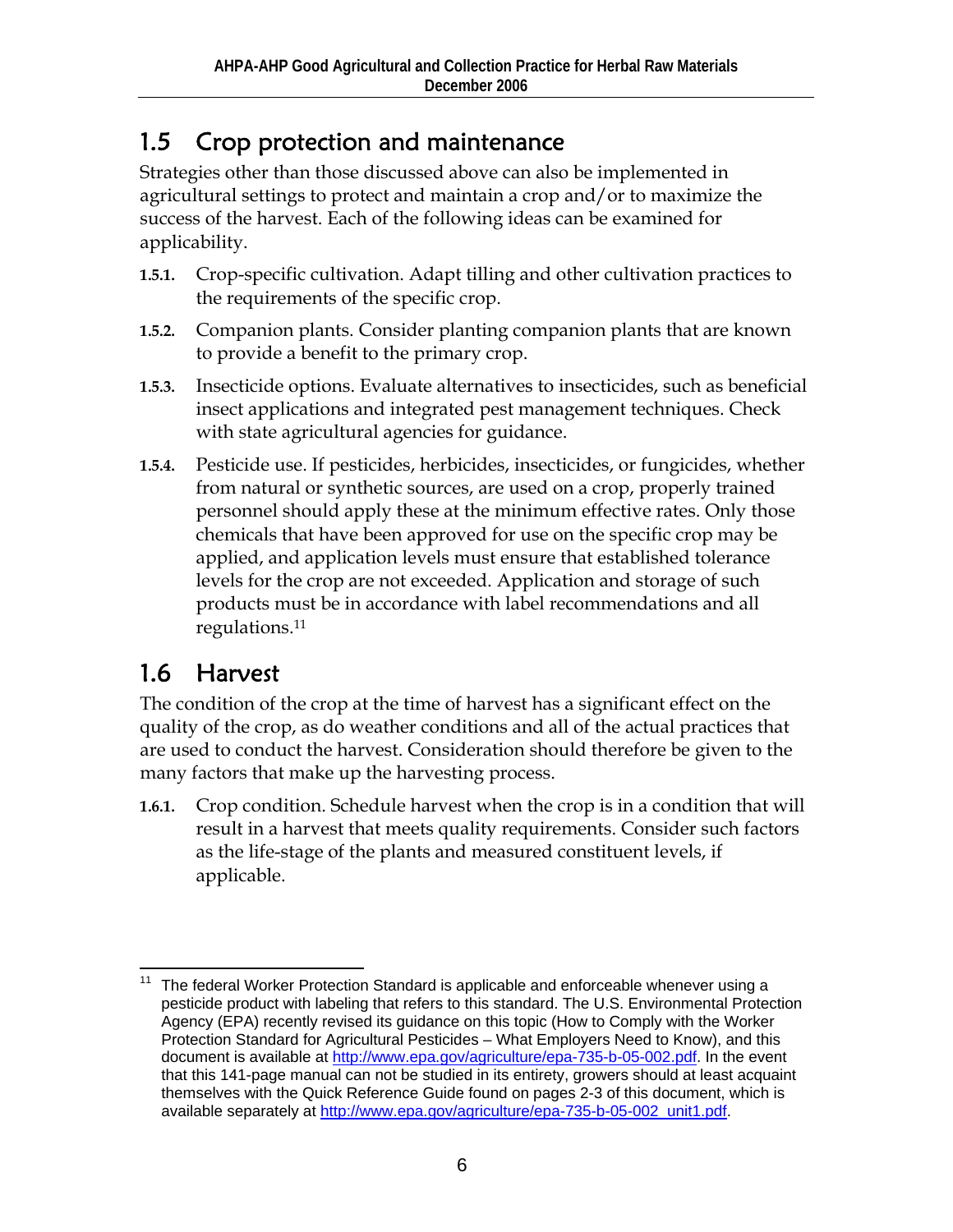## 1.5 Crop protection and maintenance

Strategies other than those discussed above can also be implemented in agricultural settings to protect and maintain a crop and/or to maximize the success of the harvest. Each of the following ideas can be examined for applicability.

**1.5.1.** Crop-specific cultivation. Adapt tilling and other cultivation practices to the requirements of the specific crop.

**1.5.2.** Companion plants. Consider planting companion plants that are known to provide a benefit to the primary crop.

**1.5.3.** Insecticide options. Evaluate alternatives to insecticides, such as beneficial insect applications and integrated pest management techniques. Check with state agricultural agencies for guidance.

**1.5.4.** Pesticide use. If pesticides, herbicides, insecticides, or fungicides, whether from natural or synthetic sources, are used on a crop, properly trained personnel should apply these at the minimum effective rates. Only those chemicals that have been approved for use on the specific crop may be applied, and application levels must ensure that established tolerance levels for the crop are not exceeded. Application and storage of such products must be in accordance with label recommendations and all regulations.[11]

## 1.6 Harvest

The condition of the crop at the time of harvest has a significant effect on the quality of the crop, as do weather conditions and all of the actual practices that are used to conduct the harvest. Consideration should therefore be given to the many factors that make up the harvesting process.

**1.6.1.** Crop condition. Schedule harvest when the crop is in a condition that will result in a harvest that meets quality requirements. Consider such factors as the life-stage of the plants and measured constituent levels, if applicable.

---

[11] The federal Worker Protection Standard is applicable and enforceable whenever using a pesticide product with labeling that refers to this standard. The U.S. Environmental Protection Agency (EPA) recently revised its guidance on this topic (How to Comply with the Worker Protection Standard for Agricultural Pesticides – What Employers Need to Know), and this document is available at http://www.epa.gov/agriculture/epa-735-b-05-002.pdf. In the event that this 141-page manual can not be studied in its entirety, growers should at least acquaint themselves with the Quick Reference Guide found on pages 2-3 of this document, which is available separately at http://www.epa.gov/agriculture/epa-735-b-05-002_unit1.pdf.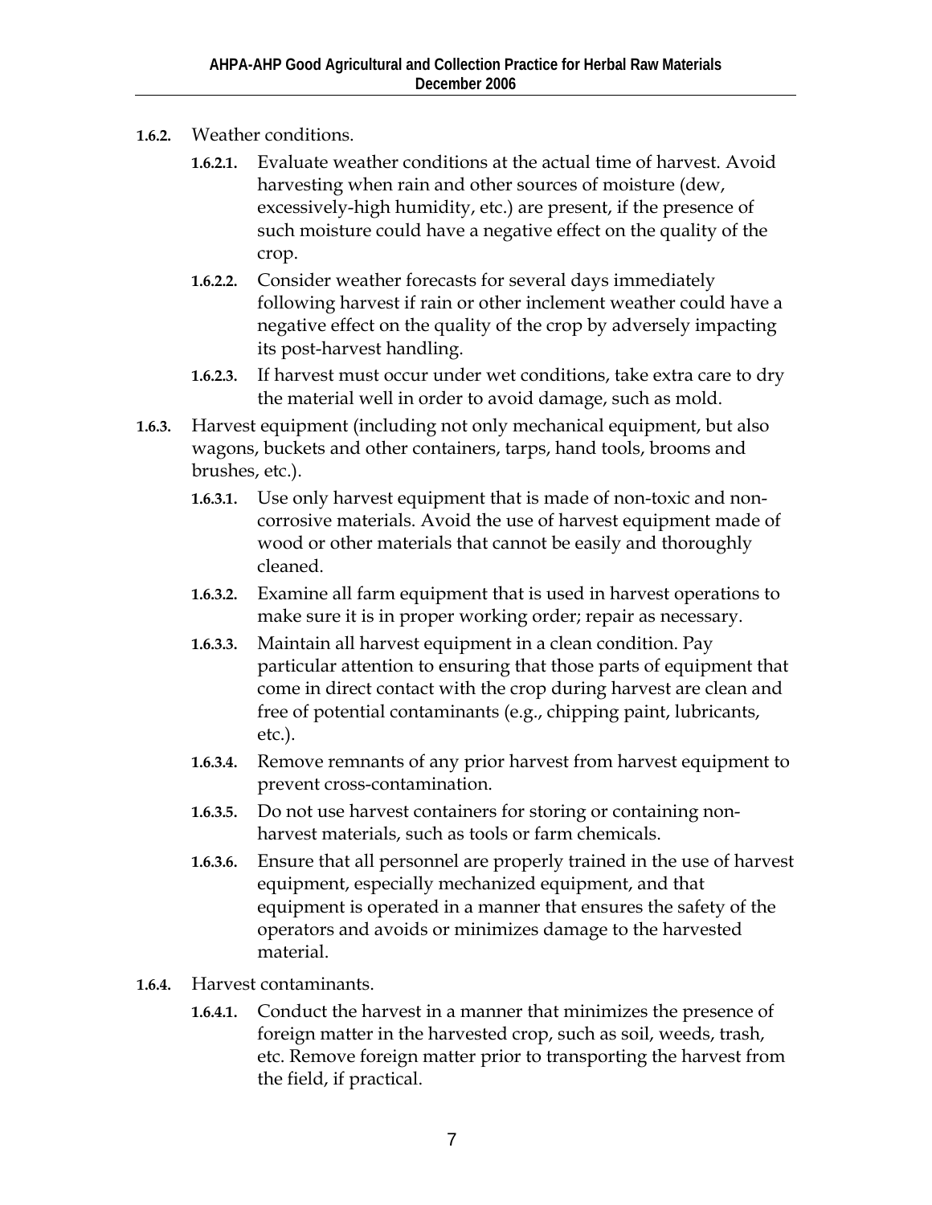**1.6.2.** Weather conditions.

- **1.6.2.1.** Evaluate weather conditions at the actual time of harvest. Avoid harvesting when rain and other sources of moisture (dew, excessively-high humidity, etc.) are present, if the presence of such moisture could have a negative effect on the quality of the crop.
- **1.6.2.2.** Consider weather forecasts for several days immediately following harvest if rain or other inclement weather could have a negative effect on the quality of the crop by adversely impacting its post-harvest handling.
- **1.6.2.3.** If harvest must occur under wet conditions, take extra care to dry the material well in order to avoid damage, such as mold.

**1.6.3.** Harvest equipment (including not only mechanical equipment, but also wagons, buckets and other containers, tarps, hand tools, brooms and brushes, etc.).

- **1.6.3.1.** Use only harvest equipment that is made of non-toxic and non-corrosive materials. Avoid the use of harvest equipment made of wood or other materials that cannot be easily and thoroughly cleaned.
- **1.6.3.2.** Examine all farm equipment that is used in harvest operations to make sure it is in proper working order; repair as necessary.
- **1.6.3.3.** Maintain all harvest equipment in a clean condition. Pay particular attention to ensuring that those parts of equipment that come in direct contact with the crop during harvest are clean and free of potential contaminants (e.g., chipping paint, lubricants, etc.).
- **1.6.3.4.** Remove remnants of any prior harvest from harvest equipment to prevent cross-contamination.
- **1.6.3.5.** Do not use harvest containers for storing or containing non-harvest materials, such as tools or farm chemicals.
- **1.6.3.6.** Ensure that all personnel are properly trained in the use of harvest equipment, especially mechanized equipment, and that equipment is operated in a manner that ensures the safety of the operators and avoids or minimizes damage to the harvested material.

**1.6.4.** Harvest contaminants.

- **1.6.4.1.** Conduct the harvest in a manner that minimizes the presence of foreign matter in the harvested crop, such as soil, weeds, trash, etc. Remove foreign matter prior to transporting the harvest from the field, if practical.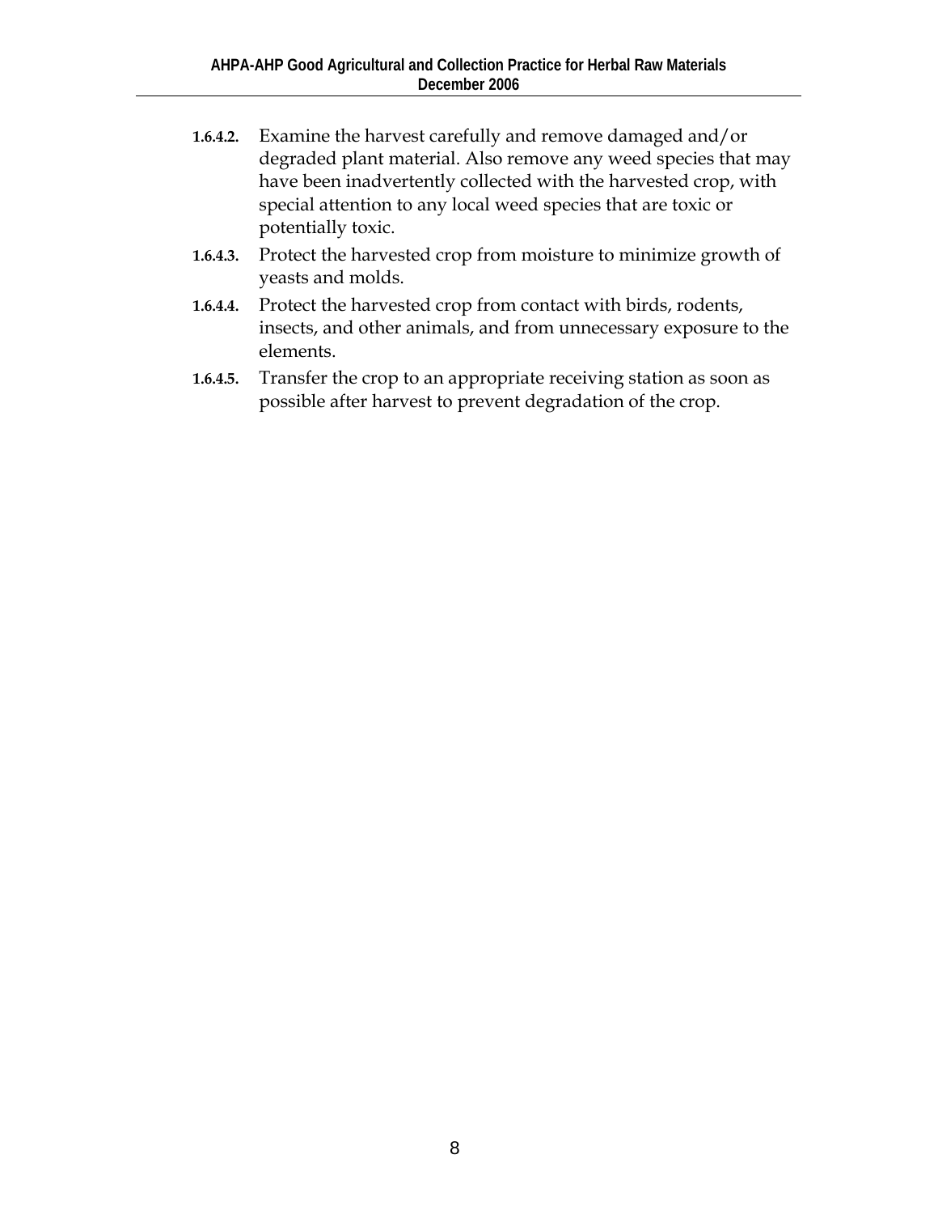**1.6.4.2.** Examine the harvest carefully and remove damaged and/or degraded plant material. Also remove any weed species that may have been inadvertently collected with the harvested crop, with special attention to any local weed species that are toxic or potentially toxic.

**1.6.4.3.** Protect the harvested crop from moisture to minimize growth of yeasts and molds.

**1.6.4.4.** Protect the harvested crop from contact with birds, rodents, insects, and other animals, and from unnecessary exposure to the elements.

**1.6.4.5.** Transfer the crop to an appropriate receiving station as soon as possible after harvest to prevent degradation of the crop.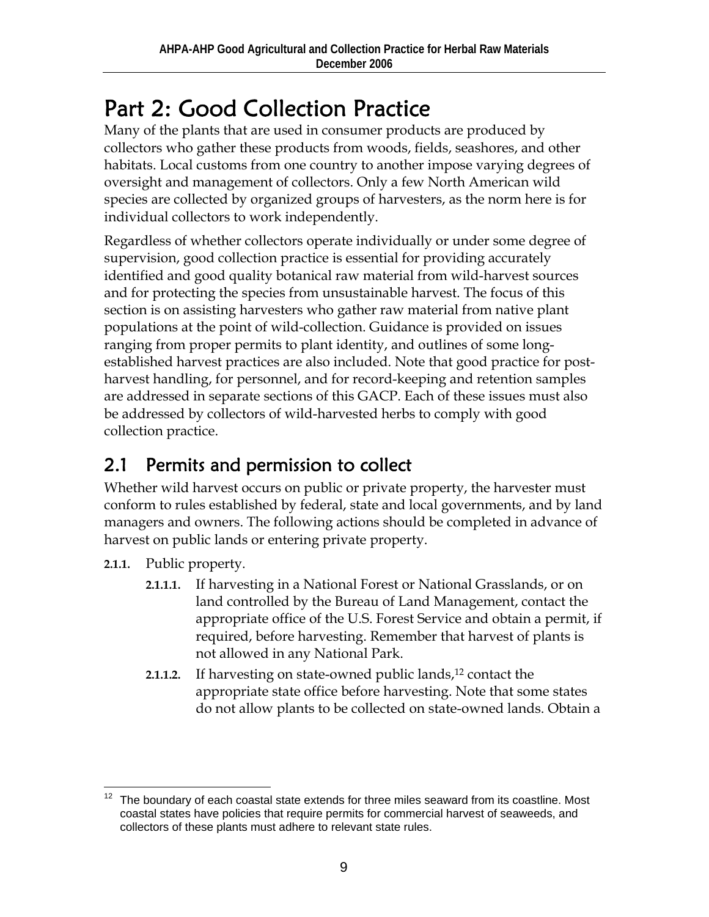# Part 2: Good Collection Practice

Many of the plants that are used in consumer products are produced by collectors who gather these products from woods, fields, seashores, and other habitats. Local customs from one country to another impose varying degrees of oversight and management of collectors. Only a few North American wild species are collected by organized groups of harvesters, as the norm here is for individual collectors to work independently.

Regardless of whether collectors operate individually or under some degree of supervision, good collection practice is essential for providing accurately identified and good quality botanical raw material from wild-harvest sources and for protecting the species from unsustainable harvest. The focus of this section is on assisting harvesters who gather raw material from native plant populations at the point of wild-collection. Guidance is provided on issues ranging from proper permits to plant identity, and outlines of some long-established harvest practices are also included. Note that good practice for post-harvest handling, for personnel, and for record-keeping and retention samples are addressed in separate sections of this GACP. Each of these issues must also be addressed by collectors of wild-harvested herbs to comply with good collection practice.

## 2.1 Permits and permission to collect

Whether wild harvest occurs on public or private property, the harvester must conform to rules established by federal, state and local governments, and by land managers and owners. The following actions should be completed in advance of harvest on public lands or entering private property.

**2.1.1.** Public property.

- **2.1.1.1.** If harvesting in a National Forest or National Grasslands, or on land controlled by the Bureau of Land Management, contact the appropriate office of the U.S. Forest Service and obtain a permit, if required, before harvesting. Remember that harvest of plants is not allowed in any National Park.
- **2.1.1.2.** If harvesting on state-owned public lands,[12] contact the appropriate state office before harvesting. Note that some states do not allow plants to be collected on state-owned lands. Obtain a

[12] The boundary of each coastal state extends for three miles seaward from its coastline. Most coastal states have policies that require permits for commercial harvest of seaweeds, and collectors of these plants must adhere to relevant state rules.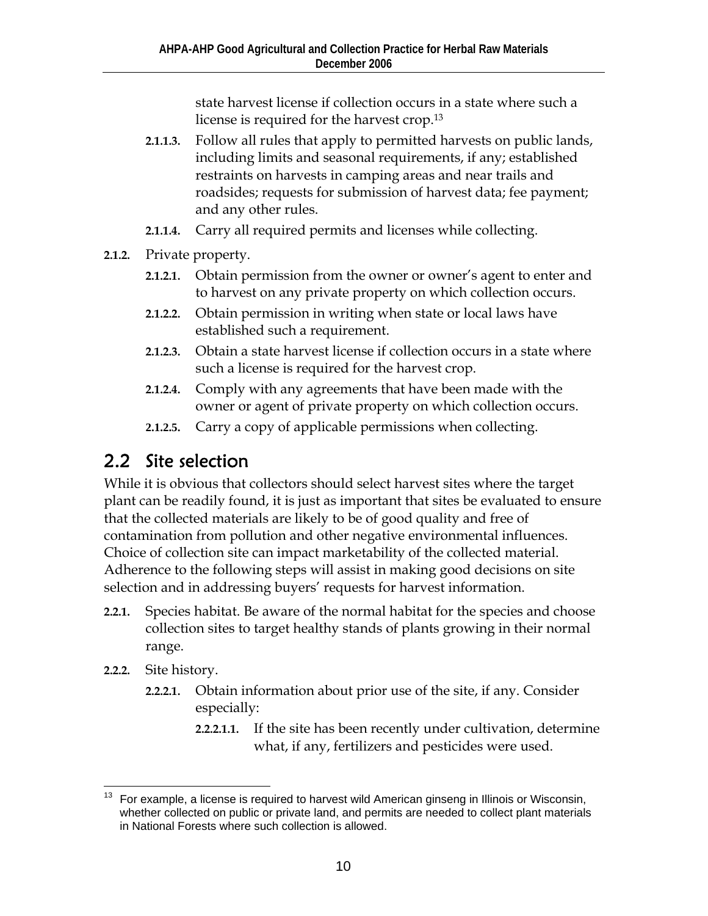state harvest license if collection occurs in a state where such a license is required for the harvest crop.[13]

- **2.1.1.3.** Follow all rules that apply to permitted harvests on public lands, including limits and seasonal requirements, if any; established restraints on harvests in camping areas and near trails and roadsides; requests for submission of harvest data; fee payment; and any other rules.
- **2.1.1.4.** Carry all required permits and licenses while collecting.

**2.1.2.** Private property.

- **2.1.2.1.** Obtain permission from the owner or owner's agent to enter and to harvest on any private property on which collection occurs.
- **2.1.2.2.** Obtain permission in writing when state or local laws have established such a requirement.
- **2.1.2.3.** Obtain a state harvest license if collection occurs in a state where such a license is required for the harvest crop.
- **2.1.2.4.** Comply with any agreements that have been made with the owner or agent of private property on which collection occurs.
- **2.1.2.5.** Carry a copy of applicable permissions when collecting.

## 2.2 Site selection

While it is obvious that collectors should select harvest sites where the target plant can be readily found, it is just as important that sites be evaluated to ensure that the collected materials are likely to be of good quality and free of contamination from pollution and other negative environmental influences. Choice of collection site can impact marketability of the collected material. Adherence to the following steps will assist in making good decisions on site selection and in addressing buyers' requests for harvest information.

**2.2.1.** Species habitat. Be aware of the normal habitat for the species and choose collection sites to target healthy stands of plants growing in their normal range.

**2.2.2.** Site history.

- **2.2.2.1.** Obtain information about prior use of the site, if any. Consider especially:
  - **2.2.2.1.1.** If the site has been recently under cultivation, determine what, if any, fertilizers and pesticides were used.

---

[13] For example, a license is required to harvest wild American ginseng in Illinois or Wisconsin, whether collected on public or private land, and permits are needed to collect plant materials in National Forests where such collection is allowed.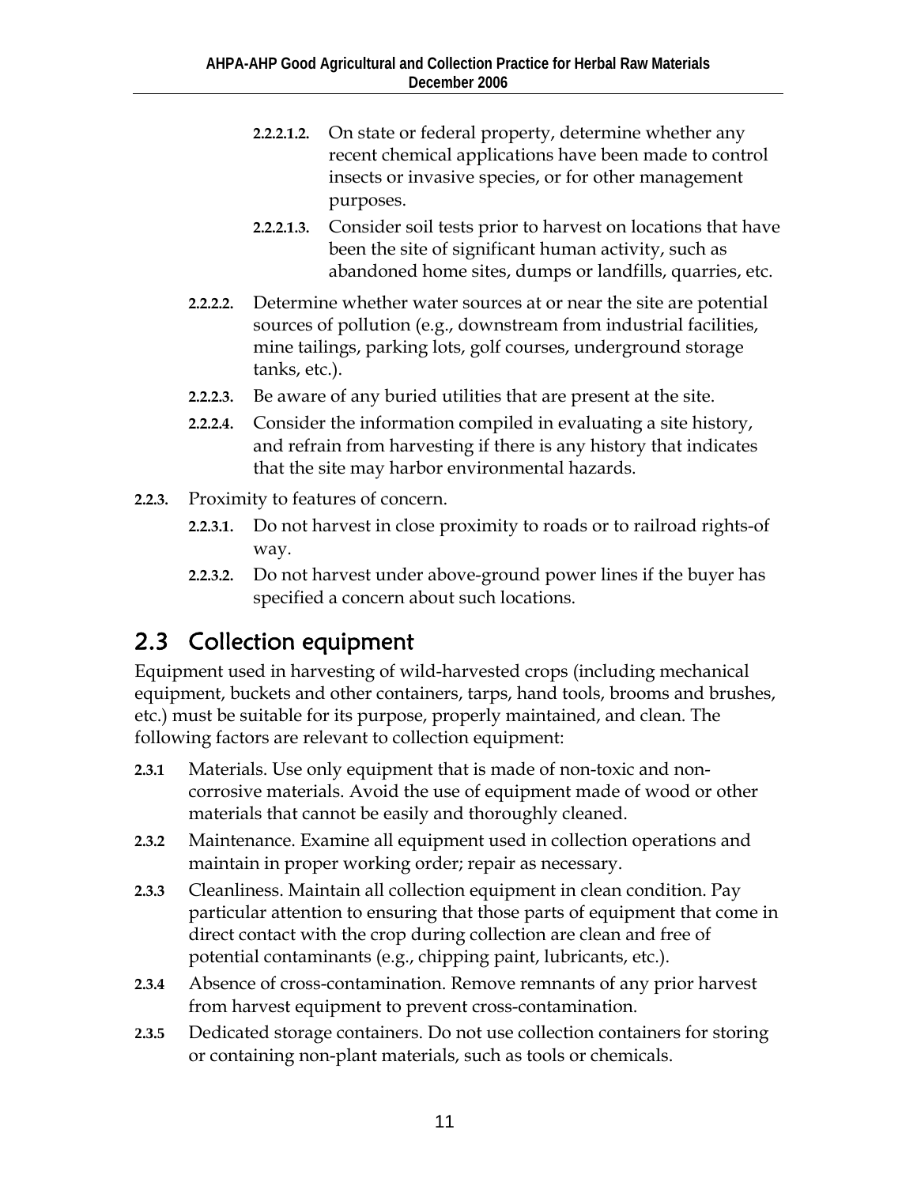- **2.2.2.1.2.** On state or federal property, determine whether any recent chemical applications have been made to control insects or invasive species, or for other management purposes.
- **2.2.2.1.3.** Consider soil tests prior to harvest on locations that have been the site of significant human activity, such as abandoned home sites, dumps or landfills, quarries, etc.

**2.2.2.2.** Determine whether water sources at or near the site are potential sources of pollution (e.g., downstream from industrial facilities, mine tailings, parking lots, golf courses, underground storage tanks, etc.).

**2.2.2.3.** Be aware of any buried utilities that are present at the site.

**2.2.2.4.** Consider the information compiled in evaluating a site history, and refrain from harvesting if there is any history that indicates that the site may harbor environmental hazards.

**2.2.3.** Proximity to features of concern.

- **2.2.3.1.** Do not harvest in close proximity to roads or to railroad rights-of way.
- **2.2.3.2.** Do not harvest under above-ground power lines if the buyer has specified a concern about such locations.

## 2.3 Collection equipment

Equipment used in harvesting of wild-harvested crops (including mechanical equipment, buckets and other containers, tarps, hand tools, brooms and brushes, etc.) must be suitable for its purpose, properly maintained, and clean. The following factors are relevant to collection equipment:

**2.3.1** Materials. Use only equipment that is made of non-toxic and non-corrosive materials. Avoid the use of equipment made of wood or other materials that cannot be easily and thoroughly cleaned.

**2.3.2** Maintenance. Examine all equipment used in collection operations and maintain in proper working order; repair as necessary.

**2.3.3** Cleanliness. Maintain all collection equipment in clean condition. Pay particular attention to ensuring that those parts of equipment that come in direct contact with the crop during collection are clean and free of potential contaminants (e.g., chipping paint, lubricants, etc.).

**2.3.4** Absence of cross-contamination. Remove remnants of any prior harvest from harvest equipment to prevent cross-contamination.

**2.3.5** Dedicated storage containers. Do not use collection containers for storing or containing non-plant materials, such as tools or chemicals.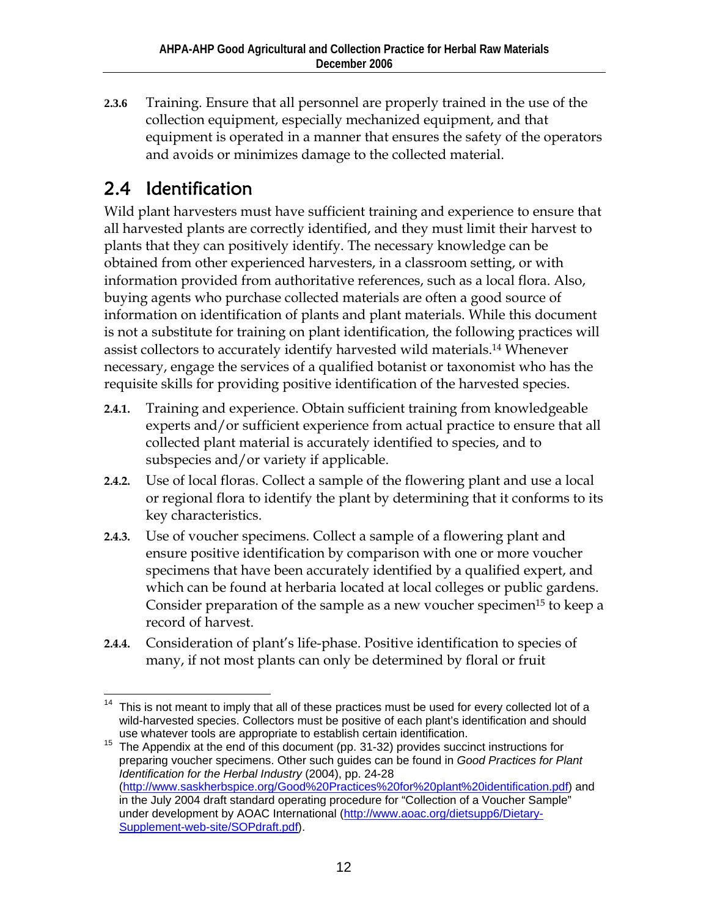**2.3.6** Training. Ensure that all personnel are properly trained in the use of the collection equipment, especially mechanized equipment, and that equipment is operated in a manner that ensures the safety of the operators and avoids or minimizes damage to the collected material.

## 2.4 Identification

Wild plant harvesters must have sufficient training and experience to ensure that all harvested plants are correctly identified, and they must limit their harvest to plants that they can positively identify. The necessary knowledge can be obtained from other experienced harvesters, in a classroom setting, or with information provided from authoritative references, such as a local flora. Also, buying agents who purchase collected materials are often a good source of information on identification of plants and plant materials. While this document is not a substitute for training on plant identification, the following practices will assist collectors to accurately identify harvested wild materials.[14] Whenever necessary, engage the services of a qualified botanist or taxonomist who has the requisite skills for providing positive identification of the harvested species.

**2.4.1.** Training and experience. Obtain sufficient training from knowledgeable experts and/or sufficient experience from actual practice to ensure that all collected plant material is accurately identified to species, and to subspecies and/or variety if applicable.

**2.4.2.** Use of local floras. Collect a sample of the flowering plant and use a local or regional flora to identify the plant by determining that it conforms to its key characteristics.

**2.4.3.** Use of voucher specimens. Collect a sample of a flowering plant and ensure positive identification by comparison with one or more voucher specimens that have been accurately identified by a qualified expert, and which can be found at herbaria located at local colleges or public gardens. Consider preparation of the sample as a new voucher specimen[15] to keep a record of harvest.

**2.4.4.** Consideration of plant's life-phase. Positive identification to species of many, if not most plants can only be determined by floral or fruit

---

[14] This is not meant to imply that all of these practices must be used for every collected lot of a wild-harvested species. Collectors must be positive of each plant's identification and should use whatever tools are appropriate to establish certain identification.

[15] The Appendix at the end of this document (pp. 31-32) provides succinct instructions for preparing voucher specimens. Other such guides can be found in *Good Practices for Plant Identification for the Herbal Industry* (2004), pp. 24-28 (http://www.saskherbspice.org/Good%20Practices%20for%20plant%20identification.pdf) and in the July 2004 draft standard operating procedure for "Collection of a Voucher Sample" under development by AOAC International (http://www.aoac.org/dietsupp6/Dietary-Supplement-web-site/SOPdraft.pdf).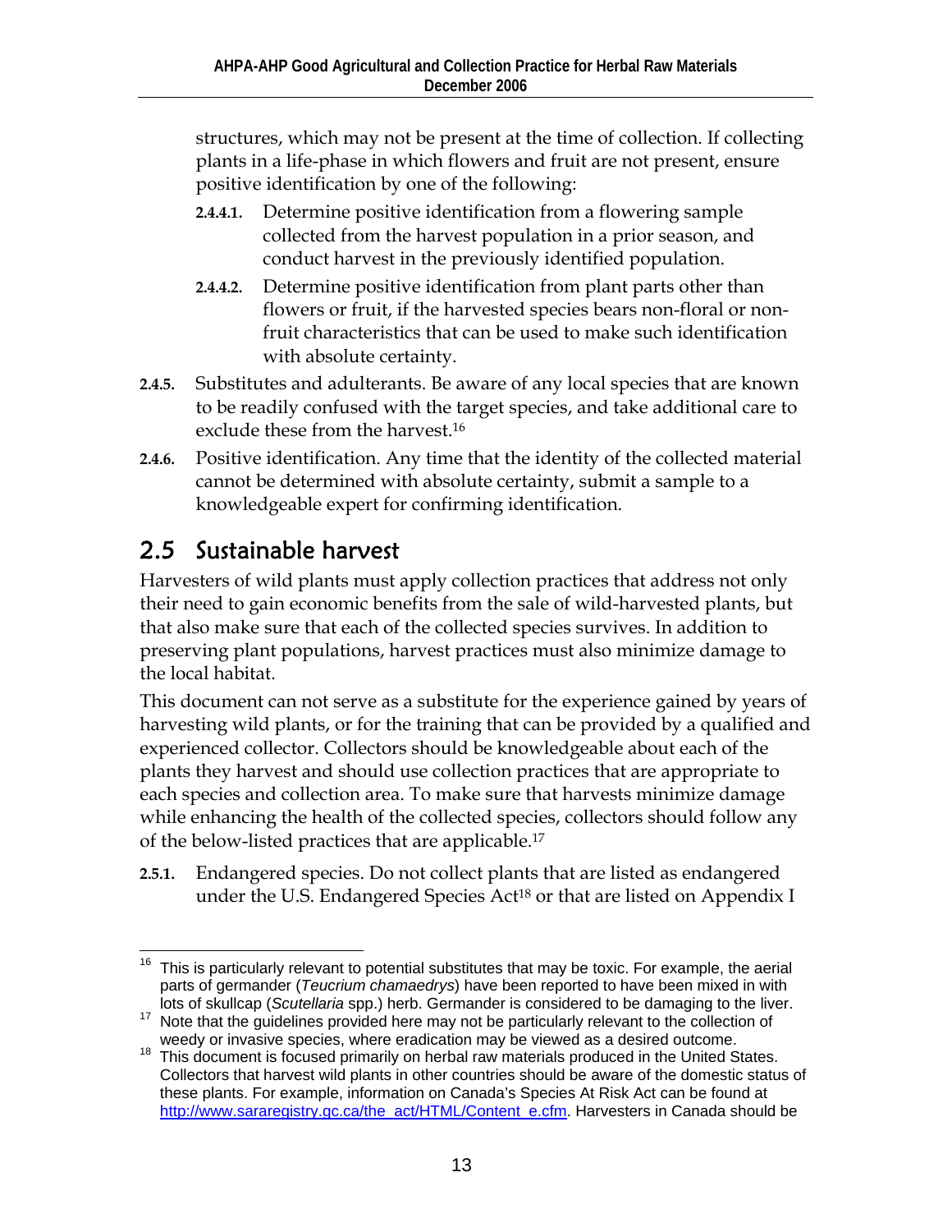structures, which may not be present at the time of collection. If collecting plants in a life-phase in which flowers and fruit are not present, ensure positive identification by one of the following:

- **2.4.4.1.** Determine positive identification from a flowering sample collected from the harvest population in a prior season, and conduct harvest in the previously identified population.
- **2.4.4.2.** Determine positive identification from plant parts other than flowers or fruit, if the harvested species bears non-floral or non-fruit characteristics that can be used to make such identification with absolute certainty.

**2.4.5.** Substitutes and adulterants. Be aware of any local species that are known to be readily confused with the target species, and take additional care to exclude these from the harvest.[16]

**2.4.6.** Positive identification. Any time that the identity of the collected material cannot be determined with absolute certainty, submit a sample to a knowledgeable expert for confirming identification.

## 2.5 Sustainable harvest

Harvesters of wild plants must apply collection practices that address not only their need to gain economic benefits from the sale of wild-harvested plants, but that also make sure that each of the collected species survives. In addition to preserving plant populations, harvest practices must also minimize damage to the local habitat.

This document can not serve as a substitute for the experience gained by years of harvesting wild plants, or for the training that can be provided by a qualified and experienced collector. Collectors should be knowledgeable about each of the plants they harvest and should use collection practices that are appropriate to each species and collection area. To make sure that harvests minimize damage while enhancing the health of the collected species, collectors should follow any of the below-listed practices that are applicable.[17]

**2.5.1.** Endangered species. Do not collect plants that are listed as endangered under the U.S. Endangered Species Act[18] or that are listed on Appendix I

---

[16] This is particularly relevant to potential substitutes that may be toxic. For example, the aerial parts of germander (*Teucrium chamaedrys*) have been reported to have been mixed in with lots of skullcap (*Scutellaria* spp.) herb. Germander is considered to be damaging to the liver.

[17] Note that the guidelines provided here may not be particularly relevant to the collection of weedy or invasive species, where eradication may be viewed as a desired outcome.

[18] This document is focused primarily on herbal raw materials produced in the United States. Collectors that harvest wild plants in other countries should be aware of the domestic status of these plants. For example, information on Canada's Species At Risk Act can be found at http://www.sararegistry.gc.ca/the_act/HTML/Content_e.cfm. Harvesters in Canada should be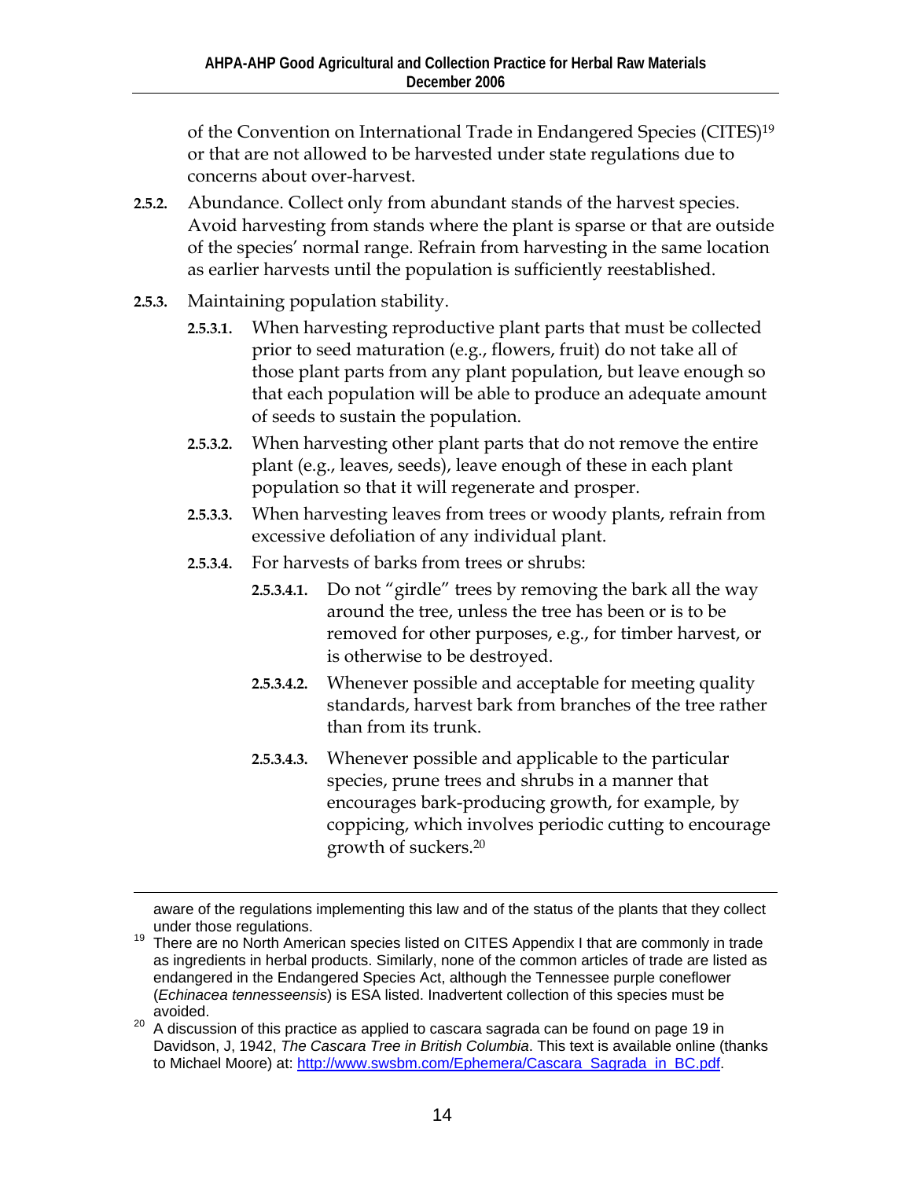of the Convention on International Trade in Endangered Species (CITES)[19] or that are not allowed to be harvested under state regulations due to concerns about over-harvest.

**2.5.2.** Abundance. Collect only from abundant stands of the harvest species. Avoid harvesting from stands where the plant is sparse or that are outside of the species' normal range. Refrain from harvesting in the same location as earlier harvests until the population is sufficiently reestablished.

**2.5.3.** Maintaining population stability.

**2.5.3.1.** When harvesting reproductive plant parts that must be collected prior to seed maturation (e.g., flowers, fruit) do not take all of those plant parts from any plant population, but leave enough so that each population will be able to produce an adequate amount of seeds to sustain the population.

**2.5.3.2.** When harvesting other plant parts that do not remove the entire plant (e.g., leaves, seeds), leave enough of these in each plant population so that it will regenerate and prosper.

**2.5.3.3.** When harvesting leaves from trees or woody plants, refrain from excessive defoliation of any individual plant.

**2.5.3.4.** For harvests of barks from trees or shrubs:

**2.5.3.4.1.** Do not "girdle" trees by removing the bark all the way around the tree, unless the tree has been or is to be removed for other purposes, e.g., for timber harvest, or is otherwise to be destroyed.

**2.5.3.4.2.** Whenever possible and acceptable for meeting quality standards, harvest bark from branches of the tree rather than from its trunk.

**2.5.3.4.3.** Whenever possible and applicable to the particular species, prune trees and shrubs in a manner that encourages bark-producing growth, for example, by coppicing, which involves periodic cutting to encourage growth of suckers.[20]

---

aware of the regulations implementing this law and of the status of the plants that they collect under those regulations.

[19] There are no North American species listed on CITES Appendix I that are commonly in trade as ingredients in herbal products. Similarly, none of the common articles of trade are listed as endangered in the Endangered Species Act, although the Tennessee purple coneflower (*Echinacea tennesseensis*) is ESA listed. Inadvertent collection of this species must be avoided.

[20] A discussion of this practice as applied to cascara sagrada can be found on page 19 in Davidson, J, 1942, *The Cascara Tree in British Columbia*. This text is available online (thanks to Michael Moore) at: http://www.swsbm.com/Ephemera/Cascara_Sagrada_in_BC.pdf.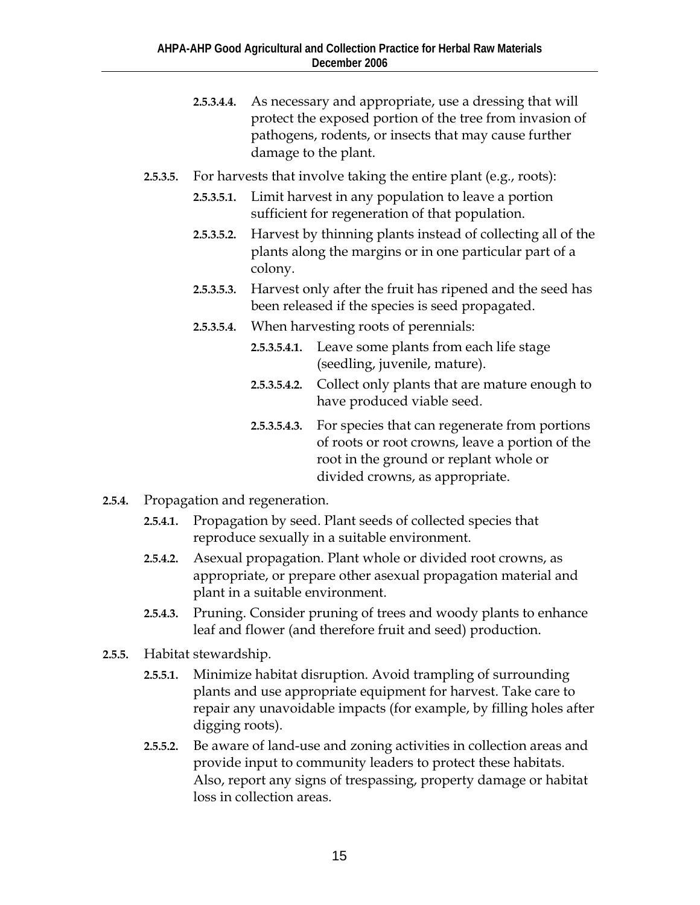- **2.5.3.4.4.** As necessary and appropriate, use a dressing that will protect the exposed portion of the tree from invasion of pathogens, rodents, or insects that may cause further damage to the plant.

- **2.5.3.5.** For harvests that involve taking the entire plant (e.g., roots):
  - **2.5.3.5.1.** Limit harvest in any population to leave a portion sufficient for regeneration of that population.
  - **2.5.3.5.2.** Harvest by thinning plants instead of collecting all of the plants along the margins or in one particular part of a colony.
  - **2.5.3.5.3.** Harvest only after the fruit has ripened and the seed has been released if the species is seed propagated.
  - **2.5.3.5.4.** When harvesting roots of perennials:
    - **2.5.3.5.4.1.** Leave some plants from each life stage (seedling, juvenile, mature).
    - **2.5.3.5.4.2.** Collect only plants that are mature enough to have produced viable seed.
    - **2.5.3.5.4.3.** For species that can regenerate from portions of roots or root crowns, leave a portion of the root in the ground or replant whole or divided crowns, as appropriate.

**2.5.4.** Propagation and regeneration.

- **2.5.4.1.** Propagation by seed. Plant seeds of collected species that reproduce sexually in a suitable environment.
- **2.5.4.2.** Asexual propagation. Plant whole or divided root crowns, as appropriate, or prepare other asexual propagation material and plant in a suitable environment.
- **2.5.4.3.** Pruning. Consider pruning of trees and woody plants to enhance leaf and flower (and therefore fruit and seed) production.

**2.5.5.** Habitat stewardship.

- **2.5.5.1.** Minimize habitat disruption. Avoid trampling of surrounding plants and use appropriate equipment for harvest. Take care to repair any unavoidable impacts (for example, by filling holes after digging roots).
- **2.5.5.2.** Be aware of land-use and zoning activities in collection areas and provide input to community leaders to protect these habitats. Also, report any signs of trespassing, property damage or habitat loss in collection areas.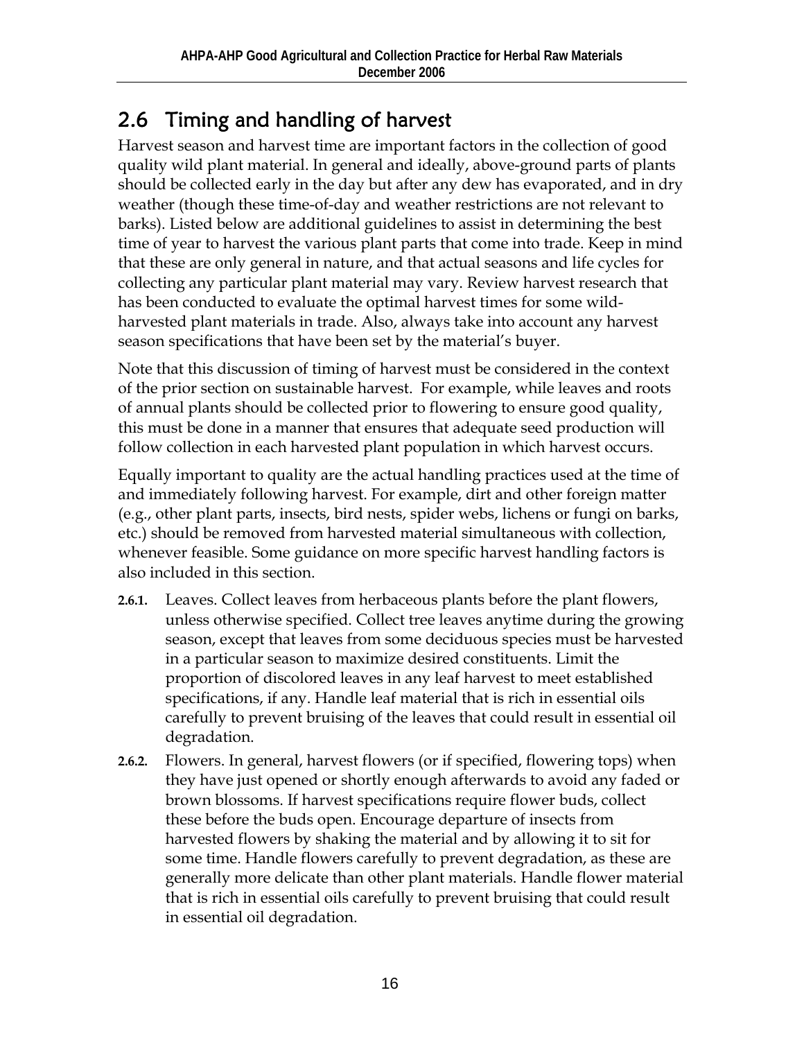## 2.6 Timing and handling of harvest

Harvest season and harvest time are important factors in the collection of good quality wild plant material. In general and ideally, above-ground parts of plants should be collected early in the day but after any dew has evaporated, and in dry weather (though these time-of-day and weather restrictions are not relevant to barks). Listed below are additional guidelines to assist in determining the best time of year to harvest the various plant parts that come into trade. Keep in mind that these are only general in nature, and that actual seasons and life cycles for collecting any particular plant material may vary. Review harvest research that has been conducted to evaluate the optimal harvest times for some wild-harvested plant materials in trade. Also, always take into account any harvest season specifications that have been set by the material's buyer.

Note that this discussion of timing of harvest must be considered in the context of the prior section on sustainable harvest. For example, while leaves and roots of annual plants should be collected prior to flowering to ensure good quality, this must be done in a manner that ensures that adequate seed production will follow collection in each harvested plant population in which harvest occurs.

Equally important to quality are the actual handling practices used at the time of and immediately following harvest. For example, dirt and other foreign matter (e.g., other plant parts, insects, bird nests, spider webs, lichens or fungi on barks, etc.) should be removed from harvested material simultaneous with collection, whenever feasible. Some guidance on more specific harvest handling factors is also included in this section.

**2.6.1.** Leaves. Collect leaves from herbaceous plants before the plant flowers, unless otherwise specified. Collect tree leaves anytime during the growing season, except that leaves from some deciduous species must be harvested in a particular season to maximize desired constituents. Limit the proportion of discolored leaves in any leaf harvest to meet established specifications, if any. Handle leaf material that is rich in essential oils carefully to prevent bruising of the leaves that could result in essential oil degradation.

**2.6.2.** Flowers. In general, harvest flowers (or if specified, flowering tops) when they have just opened or shortly enough afterwards to avoid any faded or brown blossoms. If harvest specifications require flower buds, collect these before the buds open. Encourage departure of insects from harvested flowers by shaking the material and by allowing it to sit for some time. Handle flowers carefully to prevent degradation, as these are generally more delicate than other plant materials. Handle flower material that is rich in essential oils carefully to prevent bruising that could result in essential oil degradation.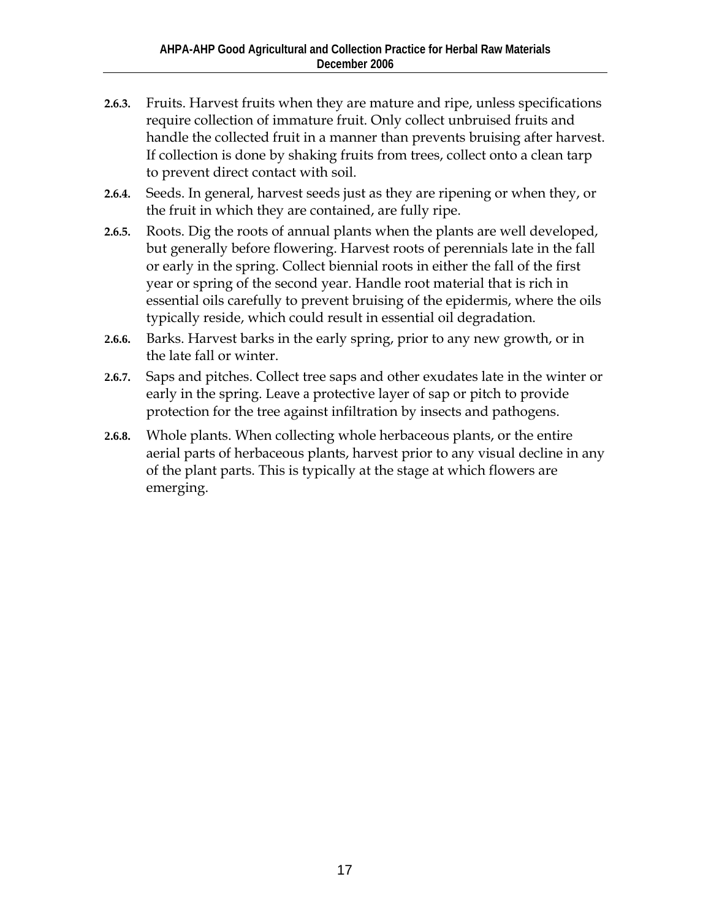**2.6.3.** Fruits. Harvest fruits when they are mature and ripe, unless specifications require collection of immature fruit. Only collect unbruised fruits and handle the collected fruit in a manner than prevents bruising after harvest. If collection is done by shaking fruits from trees, collect onto a clean tarp to prevent direct contact with soil.

**2.6.4.** Seeds. In general, harvest seeds just as they are ripening or when they, or the fruit in which they are contained, are fully ripe.

**2.6.5.** Roots. Dig the roots of annual plants when the plants are well developed, but generally before flowering. Harvest roots of perennials late in the fall or early in the spring. Collect biennial roots in either the fall of the first year or spring of the second year. Handle root material that is rich in essential oils carefully to prevent bruising of the epidermis, where the oils typically reside, which could result in essential oil degradation.

**2.6.6.** Barks. Harvest barks in the early spring, prior to any new growth, or in the late fall or winter.

**2.6.7.** Saps and pitches. Collect tree saps and other exudates late in the winter or early in the spring. Leave a protective layer of sap or pitch to provide protection for the tree against infiltration by insects and pathogens.

**2.6.8.** Whole plants. When collecting whole herbaceous plants, or the entire aerial parts of herbaceous plants, harvest prior to any visual decline in any of the plant parts. This is typically at the stage at which flowers are emerging.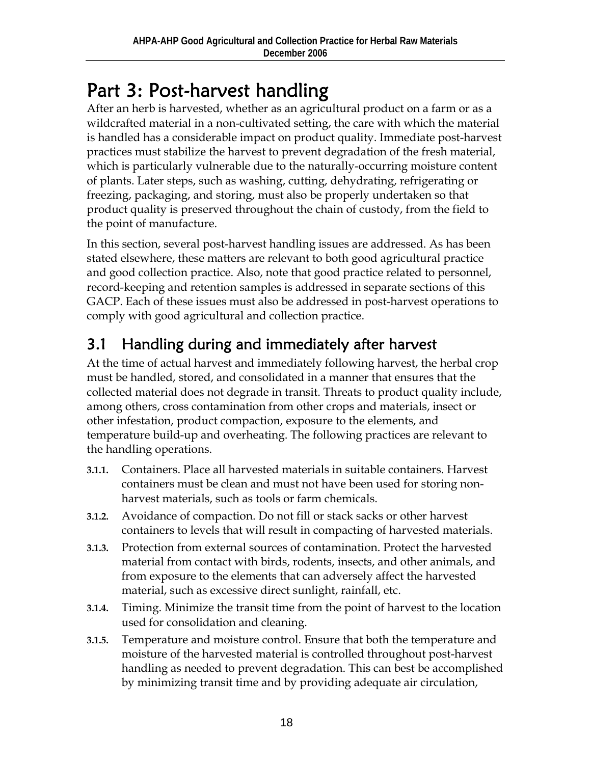／# Part 3: Post-harvest handling

After an herb is harvested, whether as an agricultural product on a farm or as a wildcrafted material in a non-cultivated setting, the care with which the material is handled has a considerable impact on product quality. Immediate post-harvest practices must stabilize the harvest to prevent degradation of the fresh material, which is particularly vulnerable due to the naturally-occurring moisture content of plants. Later steps, such as washing, cutting, dehydrating, refrigerating or freezing, packaging, and storing, must also be properly undertaken so that product quality is preserved throughout the chain of custody, from the field to the point of manufacture.

In this section, several post-harvest handling issues are addressed. As has been stated elsewhere, these matters are relevant to both good agricultural practice and good collection practice. Also, note that good practice related to personnel, record-keeping and retention samples is addressed in separate sections of this GACP. Each of these issues must also be addressed in post-harvest operations to comply with good agricultural and collection practice.

## 3.1 Handling during and immediately after harvest

At the time of actual harvest and immediately following harvest, the herbal crop must be handled, stored, and consolidated in a manner that ensures that the collected material does not degrade in transit. Threats to product quality include, among others, cross contamination from other crops and materials, insect or other infestation, product compaction, exposure to the elements, and temperature build-up and overheating. The following practices are relevant to the handling operations.

**3.1.1.** Containers. Place all harvested materials in suitable containers. Harvest containers must be clean and must not have been used for storing non-harvest materials, such as tools or farm chemicals.

**3.1.2.** Avoidance of compaction. Do not fill or stack sacks or other harvest containers to levels that will result in compacting of harvested materials.

**3.1.3.** Protection from external sources of contamination. Protect the harvested material from contact with birds, rodents, insects, and other animals, and from exposure to the elements that can adversely affect the harvested material, such as excessive direct sunlight, rainfall, etc.

**3.1.4.** Timing. Minimize the transit time from the point of harvest to the location used for consolidation and cleaning.

**3.1.5.** Temperature and moisture control. Ensure that both the temperature and moisture of the harvested material is controlled throughout post-harvest handling as needed to prevent degradation. This can best be accomplished by minimizing transit time and by providing adequate air circulation,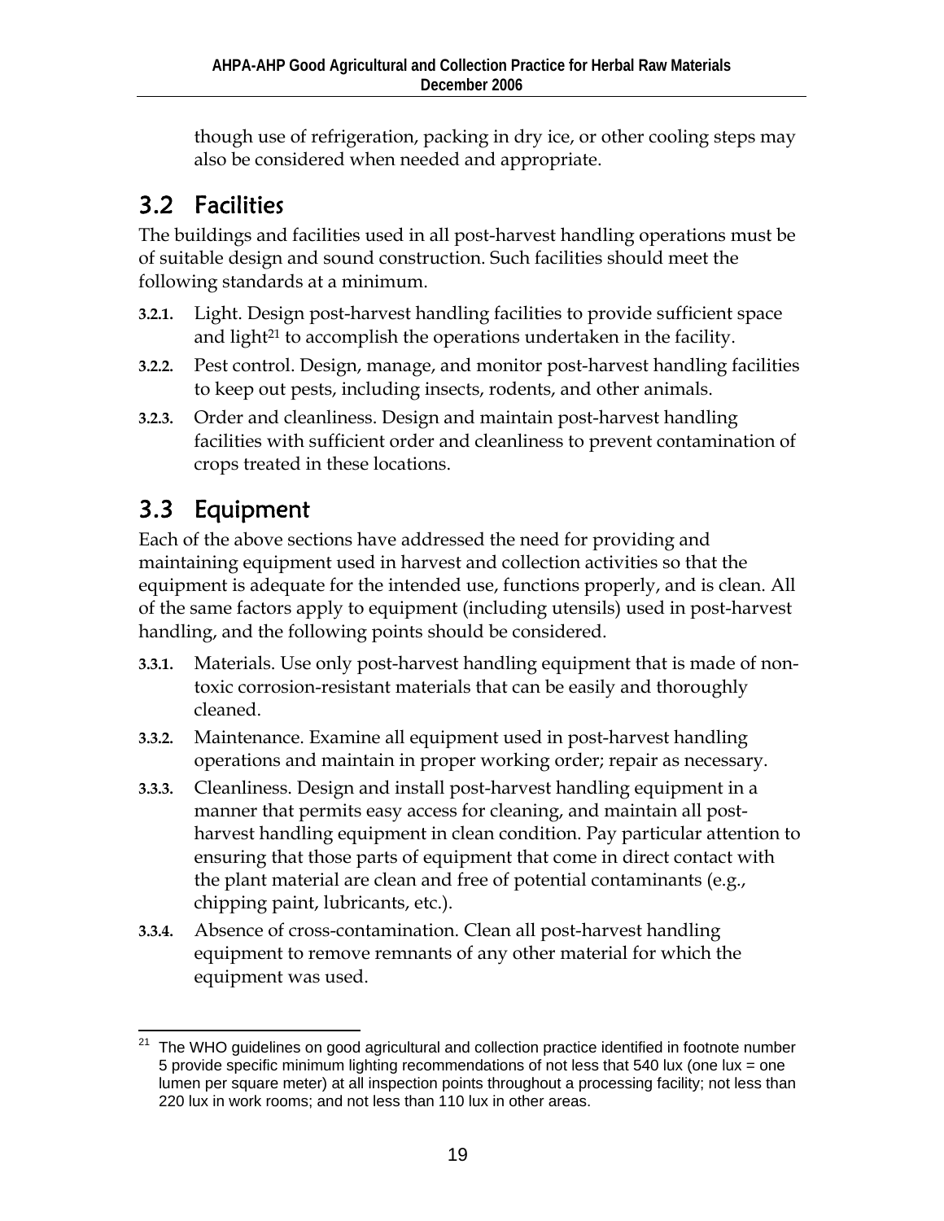though use of refrigeration, packing in dry ice, or other cooling steps may also be considered when needed and appropriate.

## 3.2 Facilities

The buildings and facilities used in all post-harvest handling operations must be of suitable design and sound construction. Such facilities should meet the following standards at a minimum.

**3.2.1.** Light. Design post-harvest handling facilities to provide sufficient space and light[21] to accomplish the operations undertaken in the facility.

**3.2.2.** Pest control. Design, manage, and monitor post-harvest handling facilities to keep out pests, including insects, rodents, and other animals.

**3.2.3.** Order and cleanliness. Design and maintain post-harvest handling facilities with sufficient order and cleanliness to prevent contamination of crops treated in these locations.

## 3.3 Equipment

Each of the above sections have addressed the need for providing and maintaining equipment used in harvest and collection activities so that the equipment is adequate for the intended use, functions properly, and is clean. All of the same factors apply to equipment (including utensils) used in post-harvest handling, and the following points should be considered.

**3.3.1.** Materials. Use only post-harvest handling equipment that is made of non-toxic corrosion-resistant materials that can be easily and thoroughly cleaned.

**3.3.2.** Maintenance. Examine all equipment used in post-harvest handling operations and maintain in proper working order; repair as necessary.

**3.3.3.** Cleanliness. Design and install post-harvest handling equipment in a manner that permits easy access for cleaning, and maintain all post-harvest handling equipment in clean condition. Pay particular attention to ensuring that those parts of equipment that come in direct contact with the plant material are clean and free of potential contaminants (e.g., chipping paint, lubricants, etc.).

**3.3.4.** Absence of cross-contamination. Clean all post-harvest handling equipment to remove remnants of any other material for which the equipment was used.

---

[21] The WHO guidelines on good agricultural and collection practice identified in footnote number 5 provide specific minimum lighting recommendations of not less that 540 lux (one lux = one lumen per square meter) at all inspection points throughout a processing facility; not less than 220 lux in work rooms; and not less than 110 lux in other areas.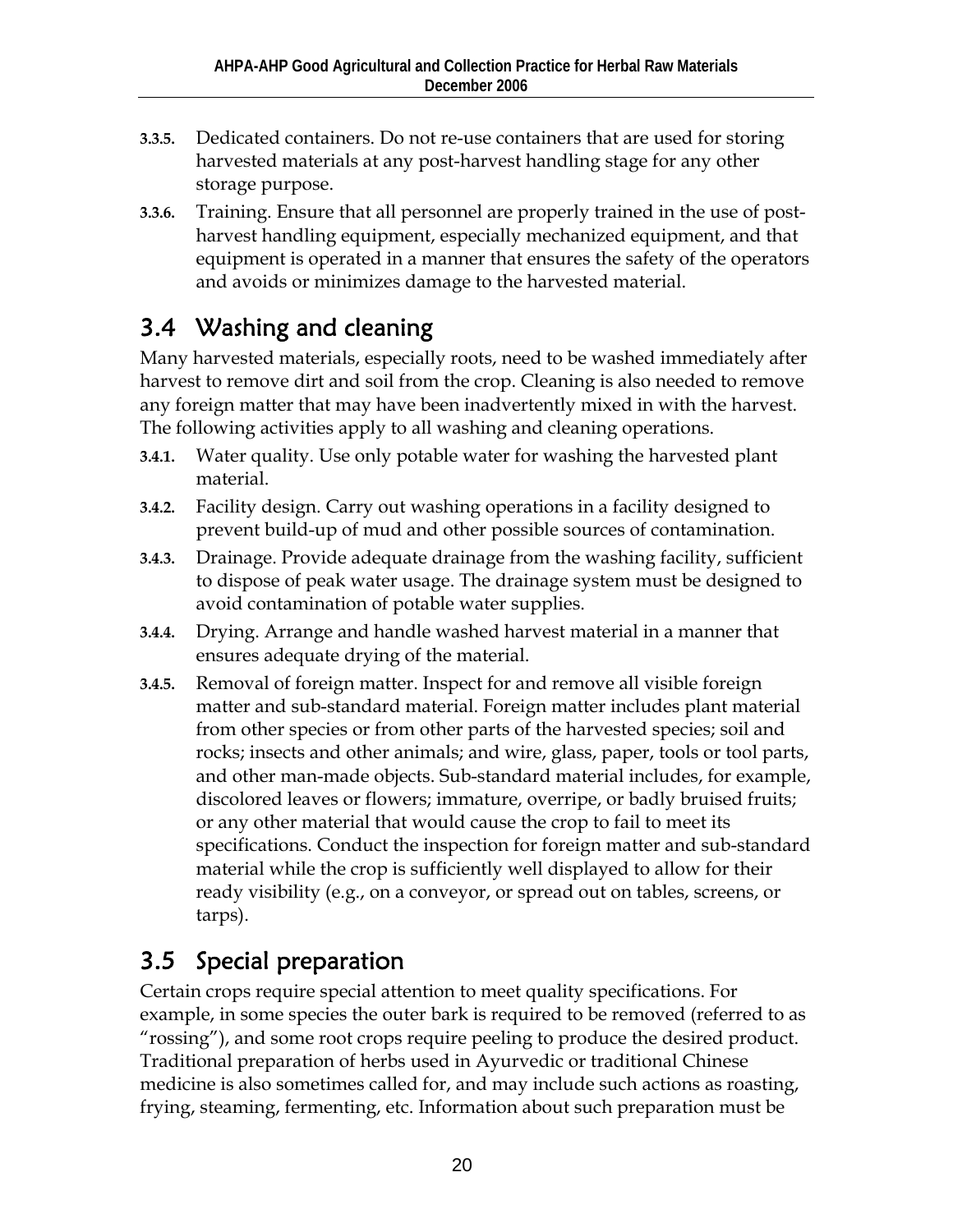**3.3.5.** Dedicated containers. Do not re-use containers that are used for storing harvested materials at any post-harvest handling stage for any other storage purpose.

**3.3.6.** Training. Ensure that all personnel are properly trained in the use of post-harvest handling equipment, especially mechanized equipment, and that equipment is operated in a manner that ensures the safety of the operators and avoids or minimizes damage to the harvested material.

## 3.4 Washing and cleaning

Many harvested materials, especially roots, need to be washed immediately after harvest to remove dirt and soil from the crop. Cleaning is also needed to remove any foreign matter that may have been inadvertently mixed in with the harvest. The following activities apply to all washing and cleaning operations.

**3.4.1.** Water quality. Use only potable water for washing the harvested plant material.

**3.4.2.** Facility design. Carry out washing operations in a facility designed to prevent build-up of mud and other possible sources of contamination.

**3.4.3.** Drainage. Provide adequate drainage from the washing facility, sufficient to dispose of peak water usage. The drainage system must be designed to avoid contamination of potable water supplies.

**3.4.4.** Drying. Arrange and handle washed harvest material in a manner that ensures adequate drying of the material.

**3.4.5.** Removal of foreign matter. Inspect for and remove all visible foreign matter and sub-standard material. Foreign matter includes plant material from other species or from other parts of the harvested species; soil and rocks; insects and other animals; and wire, glass, paper, tools or tool parts, and other man-made objects. Sub-standard material includes, for example, discolored leaves or flowers; immature, overripe, or badly bruised fruits; or any other material that would cause the crop to fail to meet its specifications. Conduct the inspection for foreign matter and sub-standard material while the crop is sufficiently well displayed to allow for their ready visibility (e.g., on a conveyor, or spread out on tables, screens, or tarps).

## 3.5 Special preparation

Certain crops require special attention to meet quality specifications. For example, in some species the outer bark is required to be removed (referred to as "rossing"), and some root crops require peeling to produce the desired product. Traditional preparation of herbs used in Ayurvedic or traditional Chinese medicine is also sometimes called for, and may include such actions as roasting, frying, steaming, fermenting, etc. Information about such preparation must be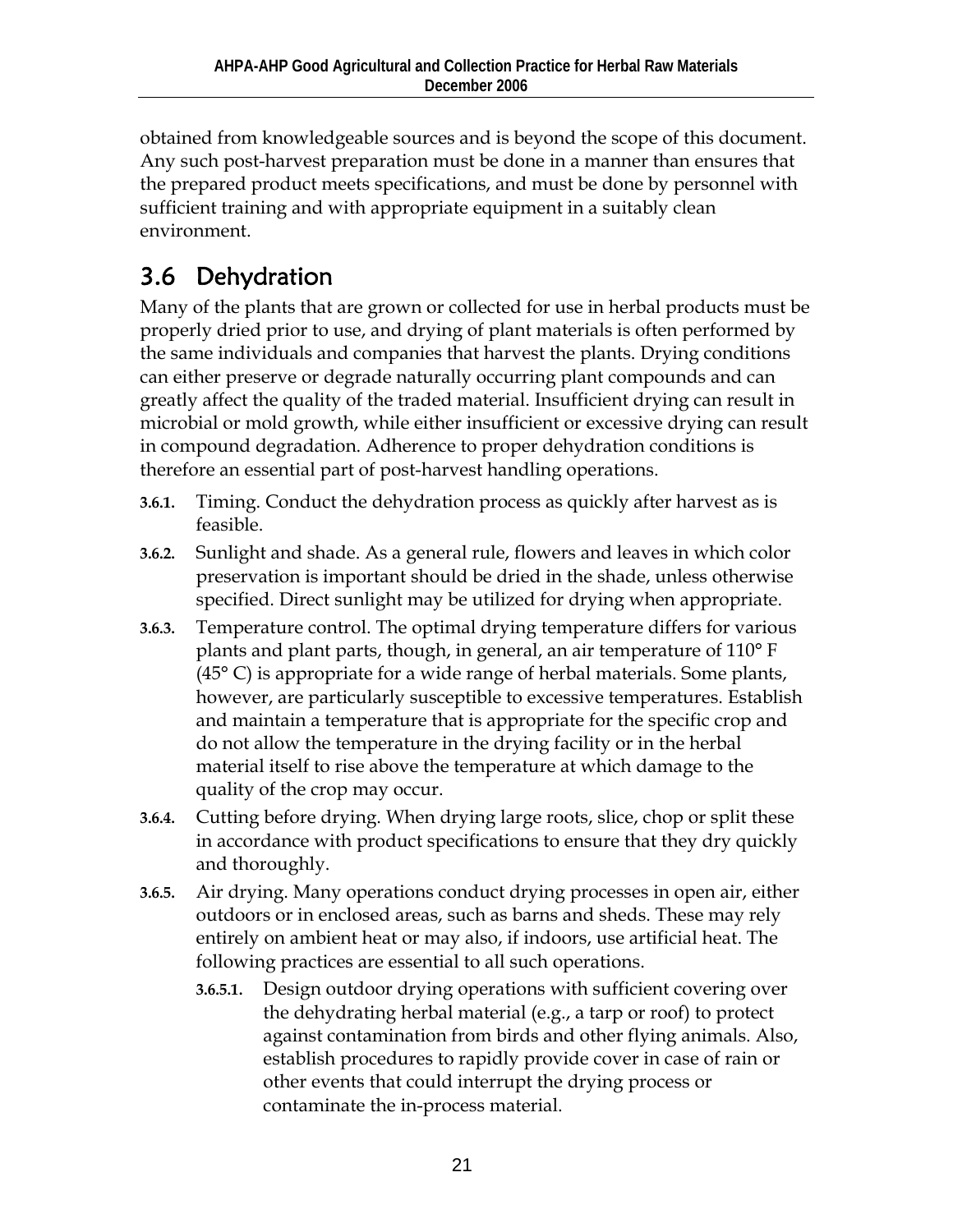obtained from knowledgeable sources and is beyond the scope of this document. Any such post-harvest preparation must be done in a manner than ensures that the prepared product meets specifications, and must be done by personnel with sufficient training and with appropriate equipment in a suitably clean environment.

## 3.6 Dehydration

Many of the plants that are grown or collected for use in herbal products must be properly dried prior to use, and drying of plant materials is often performed by the same individuals and companies that harvest the plants. Drying conditions can either preserve or degrade naturally occurring plant compounds and can greatly affect the quality of the traded material. Insufficient drying can result in microbial or mold growth, while either insufficient or excessive drying can result in compound degradation. Adherence to proper dehydration conditions is therefore an essential part of post-harvest handling operations.

**3.6.1.** Timing. Conduct the dehydration process as quickly after harvest as is feasible.

**3.6.2.** Sunlight and shade. As a general rule, flowers and leaves in which color preservation is important should be dried in the shade, unless otherwise specified. Direct sunlight may be utilized for drying when appropriate.

**3.6.3.** Temperature control. The optimal drying temperature differs for various plants and plant parts, though, in general, an air temperature of 110° F (45° C) is appropriate for a wide range of herbal materials. Some plants, however, are particularly susceptible to excessive temperatures. Establish and maintain a temperature that is appropriate for the specific crop and do not allow the temperature in the drying facility or in the herbal material itself to rise above the temperature at which damage to the quality of the crop may occur.

**3.6.4.** Cutting before drying. When drying large roots, slice, chop or split these in accordance with product specifications to ensure that they dry quickly and thoroughly.

**3.6.5.** Air drying. Many operations conduct drying processes in open air, either outdoors or in enclosed areas, such as barns and sheds. These may rely entirely on ambient heat or may also, if indoors, use artificial heat. The following practices are essential to all such operations.

- **3.6.5.1.** Design outdoor drying operations with sufficient covering over the dehydrating herbal material (e.g., a tarp or roof) to protect against contamination from birds and other flying animals. Also, establish procedures to rapidly provide cover in case of rain or other events that could interrupt the drying process or contaminate the in-process material.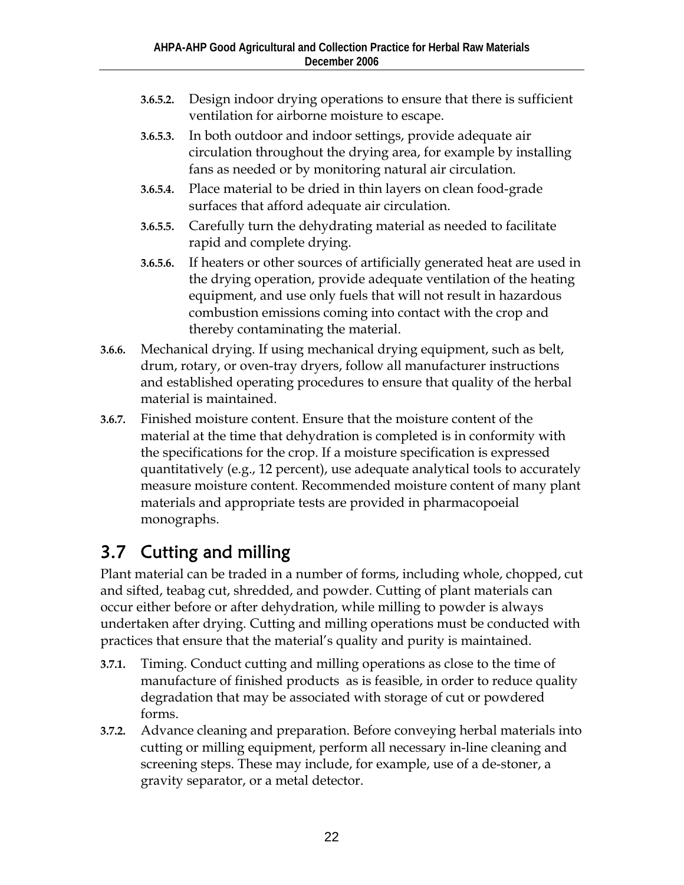**3.6.5.2.** Design indoor drying operations to ensure that there is sufficient ventilation for airborne moisture to escape.

**3.6.5.3.** In both outdoor and indoor settings, provide adequate air circulation throughout the drying area, for example by installing fans as needed or by monitoring natural air circulation.

**3.6.5.4.** Place material to be dried in thin layers on clean food-grade surfaces that afford adequate air circulation.

**3.6.5.5.** Carefully turn the dehydrating material as needed to facilitate rapid and complete drying.

**3.6.5.6.** If heaters or other sources of artificially generated heat are used in the drying operation, provide adequate ventilation of the heating equipment, and use only fuels that will not result in hazardous combustion emissions coming into contact with the crop and thereby contaminating the material.

**3.6.6.** Mechanical drying. If using mechanical drying equipment, such as belt, drum, rotary, or oven-tray dryers, follow all manufacturer instructions and established operating procedures to ensure that quality of the herbal material is maintained.

**3.6.7.** Finished moisture content. Ensure that the moisture content of the material at the time that dehydration is completed is in conformity with the specifications for the crop. If a moisture specification is expressed quantitatively (e.g., 12 percent), use adequate analytical tools to accurately measure moisture content. Recommended moisture content of many plant materials and appropriate tests are provided in pharmacopoeial monographs.

## 3.7 Cutting and milling

Plant material can be traded in a number of forms, including whole, chopped, cut and sifted, teabag cut, shredded, and powder. Cutting of plant materials can occur either before or after dehydration, while milling to powder is always undertaken after drying. Cutting and milling operations must be conducted with practices that ensure that the material's quality and purity is maintained.

**3.7.1.** Timing. Conduct cutting and milling operations as close to the time of manufacture of finished products as is feasible, in order to reduce quality degradation that may be associated with storage of cut or powdered forms.

**3.7.2.** Advance cleaning and preparation. Before conveying herbal materials into cutting or milling equipment, perform all necessary in-line cleaning and screening steps. These may include, for example, use of a de-stoner, a gravity separator, or a metal detector.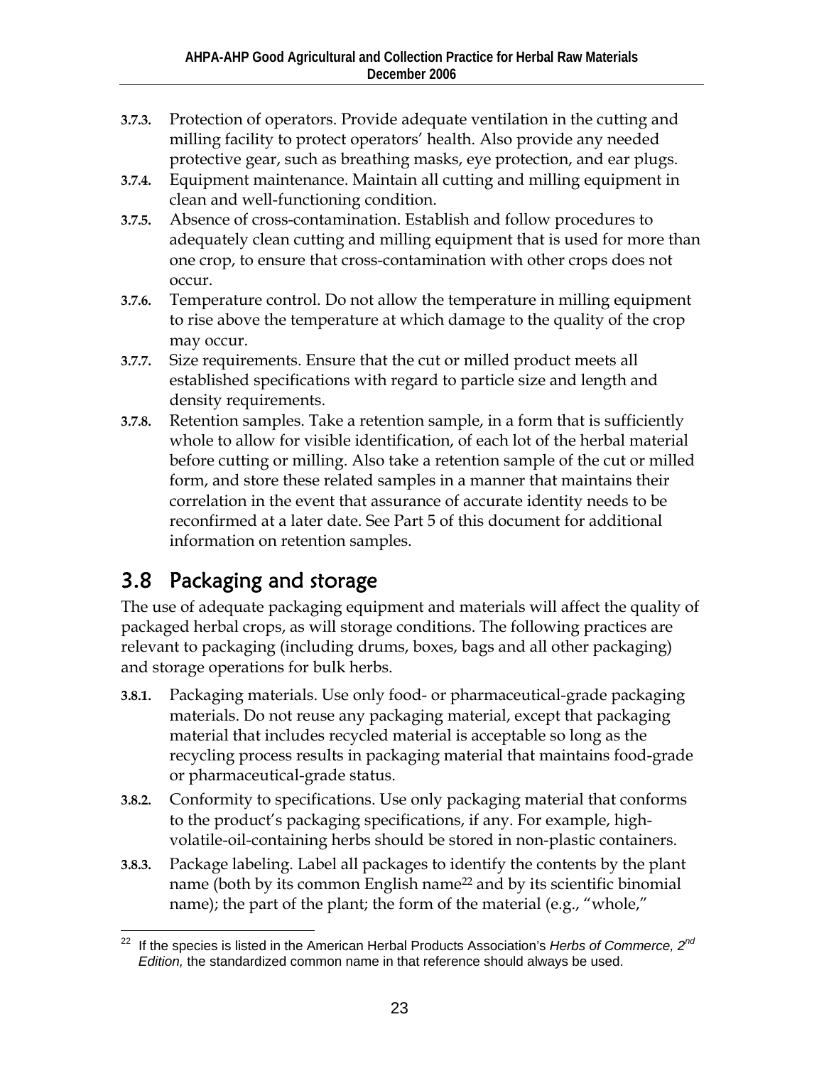**3.7.3.** Protection of operators. Provide adequate ventilation in the cutting and milling facility to protect operators' health. Also provide any needed protective gear, such as breathing masks, eye protection, and ear plugs.

**3.7.4.** Equipment maintenance. Maintain all cutting and milling equipment in clean and well-functioning condition.

**3.7.5.** Absence of cross-contamination. Establish and follow procedures to adequately clean cutting and milling equipment that is used for more than one crop, to ensure that cross-contamination with other crops does not occur.

**3.7.6.** Temperature control. Do not allow the temperature in milling equipment to rise above the temperature at which damage to the quality of the crop may occur.

**3.7.7.** Size requirements. Ensure that the cut or milled product meets all established specifications with regard to particle size and length and density requirements.

**3.7.8.** Retention samples. Take a retention sample, in a form that is sufficiently whole to allow for visible identification, of each lot of the herbal material before cutting or milling. Also take a retention sample of the cut or milled form, and store these related samples in a manner that maintains their correlation in the event that assurance of accurate identity needs to be reconfirmed at a later date. See Part 5 of this document for additional information on retention samples.

## 3.8 Packaging and storage

The use of adequate packaging equipment and materials will affect the quality of packaged herbal crops, as will storage conditions. The following practices are relevant to packaging (including drums, boxes, bags and all other packaging) and storage operations for bulk herbs.

**3.8.1.** Packaging materials. Use only food- or pharmaceutical-grade packaging materials. Do not reuse any packaging material, except that packaging material that includes recycled material is acceptable so long as the recycling process results in packaging material that maintains food-grade or pharmaceutical-grade status.

**3.8.2.** Conformity to specifications. Use only packaging material that conforms to the product's packaging specifications, if any. For example, high-volatile-oil-containing herbs should be stored in non-plastic containers.

**3.8.3.** Package labeling. Label all packages to identify the contents by the plant name (both by its common English name[22] and by its scientific binomial name); the part of the plant; the form of the material (e.g., "whole,"

[22] If the species is listed in the American Herbal Products Association's *Herbs of Commerce, 2nd Edition*, the standardized common name in that reference should always be used.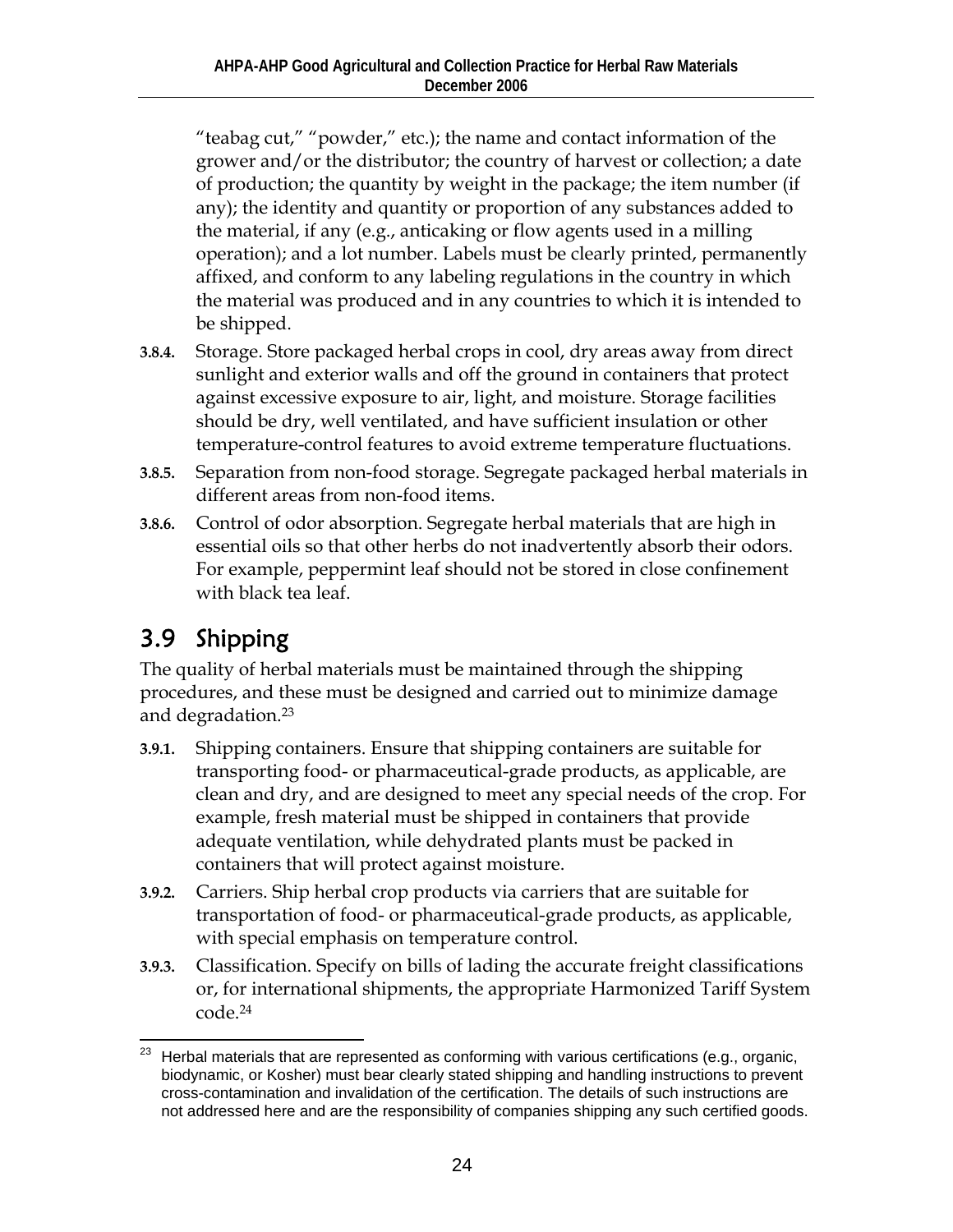"teabag cut," "powder," etc.); the name and contact information of the grower and/or the distributor; the country of harvest or collection; a date of production; the quantity by weight in the package; the item number (if any); the identity and quantity or proportion of any substances added to the material, if any (e.g., anticaking or flow agents used in a milling operation); and a lot number. Labels must be clearly printed, permanently affixed, and conform to any labeling regulations in the country in which the material was produced and in any countries to which it is intended to be shipped.

**3.8.4.** Storage. Store packaged herbal crops in cool, dry areas away from direct sunlight and exterior walls and off the ground in containers that protect against excessive exposure to air, light, and moisture. Storage facilities should be dry, well ventilated, and have sufficient insulation or other temperature-control features to avoid extreme temperature fluctuations.

**3.8.5.** Separation from non-food storage. Segregate packaged herbal materials in different areas from non-food items.

**3.8.6.** Control of odor absorption. Segregate herbal materials that are high in essential oils so that other herbs do not inadvertently absorb their odors. For example, peppermint leaf should not be stored in close confinement with black tea leaf.

## 3.9 Shipping

The quality of herbal materials must be maintained through the shipping procedures, and these must be designed and carried out to minimize damage and degradation.[23]

**3.9.1.** Shipping containers. Ensure that shipping containers are suitable for transporting food- or pharmaceutical-grade products, as applicable, are clean and dry, and are designed to meet any special needs of the crop. For example, fresh material must be shipped in containers that provide adequate ventilation, while dehydrated plants must be packed in containers that will protect against moisture.

**3.9.2.** Carriers. Ship herbal crop products via carriers that are suitable for transportation of food- or pharmaceutical-grade products, as applicable, with special emphasis on temperature control.

**3.9.3.** Classification. Specify on bills of lading the accurate freight classifications or, for international shipments, the appropriate Harmonized Tariff System code.[24]

---

[23] Herbal materials that are represented as conforming with various certifications (e.g., organic, biodynamic, or Kosher) must bear clearly stated shipping and handling instructions to prevent cross-contamination and invalidation of the certification. The details of such instructions are not addressed here and are the responsibility of companies shipping any such certified goods.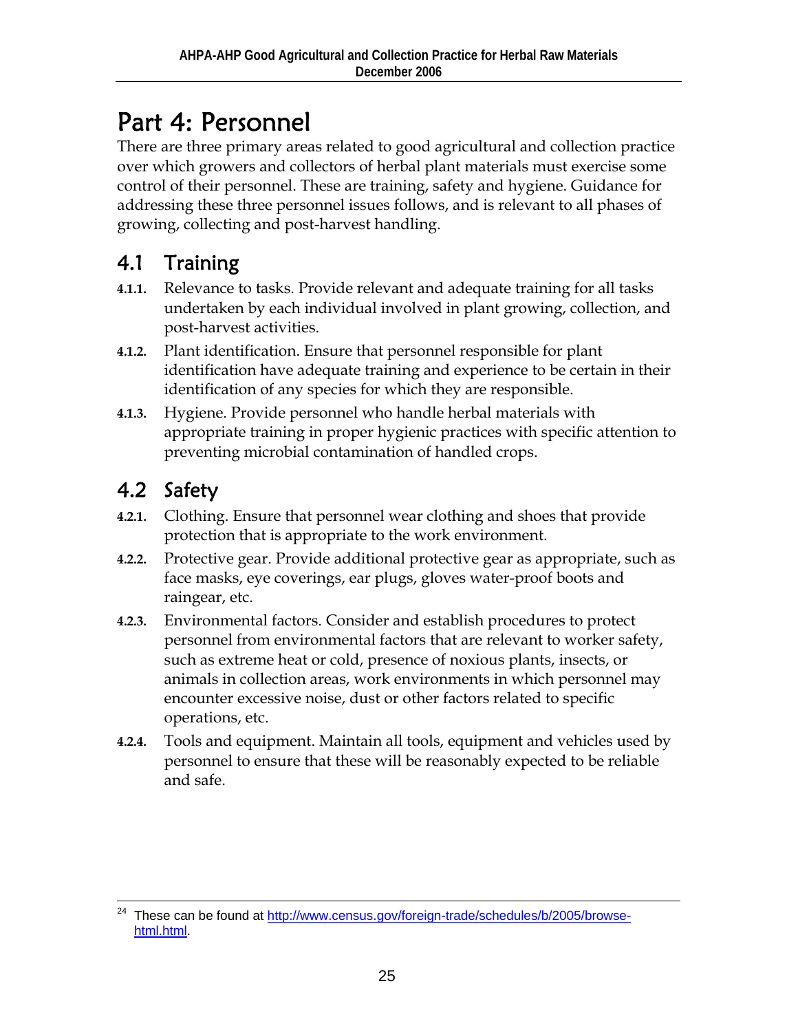# Part 4: Personnel

There are three primary areas related to good agricultural and collection practice over which growers and collectors of herbal plant materials must exercise some control of their personnel. These are training, safety and hygiene. Guidance for addressing these three personnel issues follows, and is relevant to all phases of growing, collecting and post-harvest handling.

## 4.1 Training

**4.1.1.** Relevance to tasks. Provide relevant and adequate training for all tasks undertaken by each individual involved in plant growing, collection, and post-harvest activities.

**4.1.2.** Plant identification. Ensure that personnel responsible for plant identification have adequate training and experience to be certain in their identification of any species for which they are responsible.

**4.1.3.** Hygiene. Provide personnel who handle herbal materials with appropriate training in proper hygienic practices with specific attention to preventing microbial contamination of handled crops.

## 4.2 Safety

**4.2.1.** Clothing. Ensure that personnel wear clothing and shoes that provide protection that is appropriate to the work environment.

**4.2.2.** Protective gear. Provide additional protective gear as appropriate, such as face masks, eye coverings, ear plugs, gloves water-proof boots and raingear, etc.

**4.2.3.** Environmental factors. Consider and establish procedures to protect personnel from environmental factors that are relevant to worker safety, such as extreme heat or cold, presence of noxious plants, insects, or animals in collection areas, work environments in which personnel may encounter excessive noise, dust or other factors related to specific operations, etc.

**4.2.4.** Tools and equipment. Maintain all tools, equipment and vehicles used by personnel to ensure that these will be reasonably expected to be reliable and safe.

---

[24] These can be found at http://www.census.gov/foreign-trade/schedules/b/2005/browse-html.html.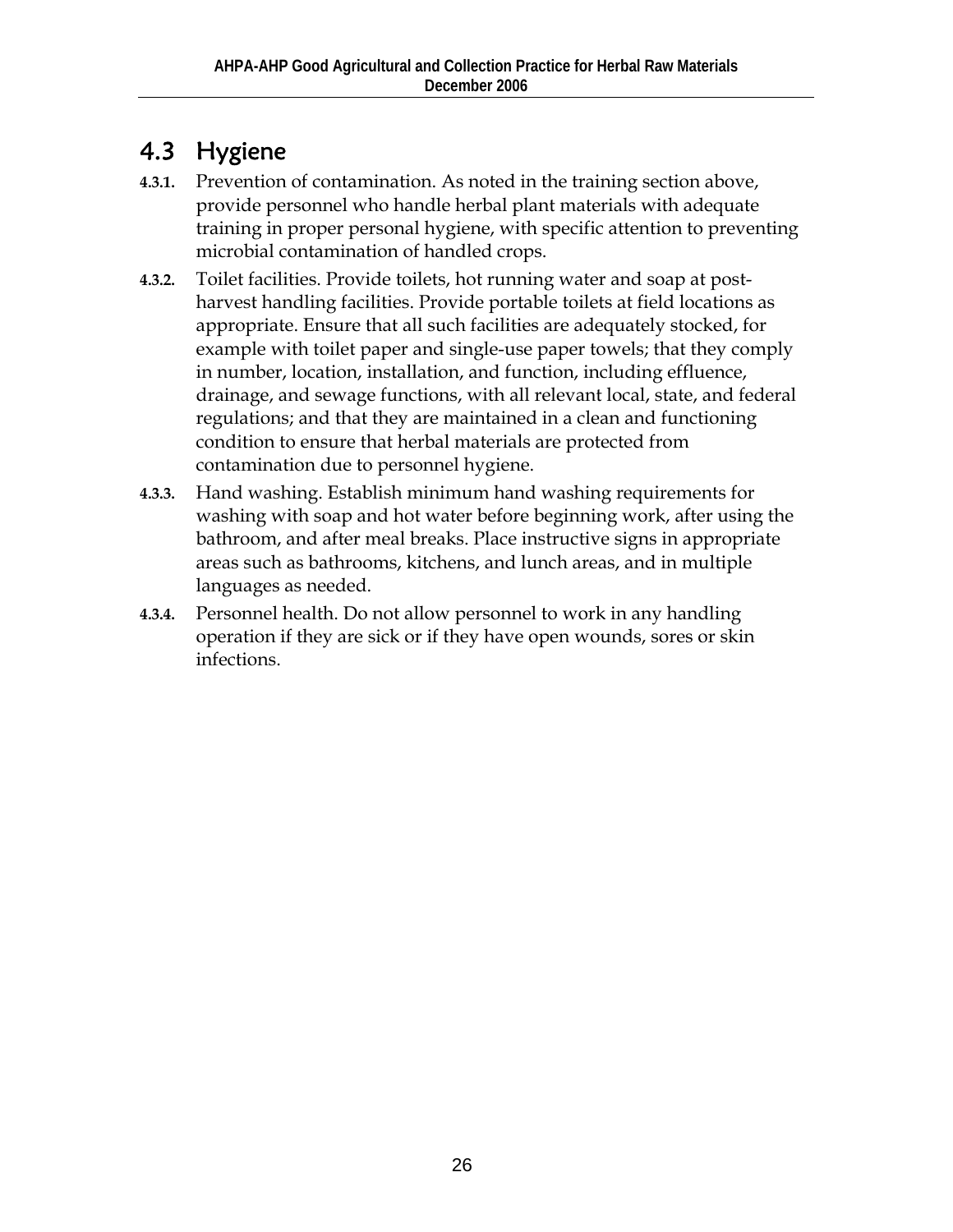## 4.3 Hygiene

**4.3.1.** Prevention of contamination. As noted in the training section above, provide personnel who handle herbal plant materials with adequate training in proper personal hygiene, with specific attention to preventing microbial contamination of handled crops.

**4.3.2.** Toilet facilities. Provide toilets, hot running water and soap at post-harvest handling facilities. Provide portable toilets at field locations as appropriate. Ensure that all such facilities are adequately stocked, for example with toilet paper and single-use paper towels; that they comply in number, location, installation, and function, including effluence, drainage, and sewage functions, with all relevant local, state, and federal regulations; and that they are maintained in a clean and functioning condition to ensure that herbal materials are protected from contamination due to personnel hygiene.

**4.3.3.** Hand washing. Establish minimum hand washing requirements for washing with soap and hot water before beginning work, after using the bathroom, and after meal breaks. Place instructive signs in appropriate areas such as bathrooms, kitchens, and lunch areas, and in multiple languages as needed.

**4.3.4.** Personnel health. Do not allow personnel to work in any handling operation if they are sick or if they have open wounds, sores or skin infections.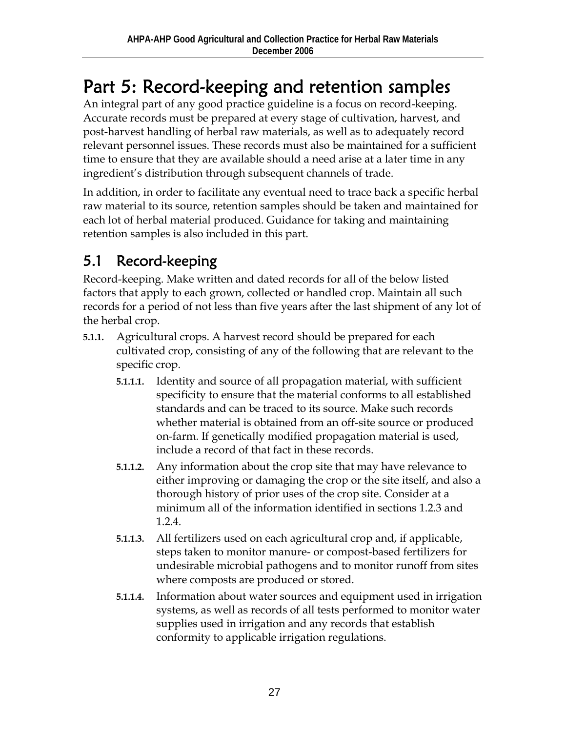# Part 5: Record-keeping and retention samples

An integral part of any good practice guideline is a focus on record-keeping. Accurate records must be prepared at every stage of cultivation, harvest, and post-harvest handling of herbal raw materials, as well as to adequately record relevant personnel issues. These records must also be maintained for a sufficient time to ensure that they are available should a need arise at a later time in any ingredient's distribution through subsequent channels of trade.

In addition, in order to facilitate any eventual need to trace back a specific herbal raw material to its source, retention samples should be taken and maintained for each lot of herbal material produced. Guidance for taking and maintaining retention samples is also included in this part.

## 5.1 Record-keeping

Record-keeping. Make written and dated records for all of the below listed factors that apply to each grown, collected or handled crop. Maintain all such records for a period of not less than five years after the last shipment of any lot of the herbal crop.

**5.1.1.** Agricultural crops. A harvest record should be prepared for each cultivated crop, consisting of any of the following that are relevant to the specific crop.

- **5.1.1.1.** Identity and source of all propagation material, with sufficient specificity to ensure that the material conforms to all established standards and can be traced to its source. Make such records whether material is obtained from an off-site source or produced on-farm. If genetically modified propagation material is used, include a record of that fact in these records.
- **5.1.1.2.** Any information about the crop site that may have relevance to either improving or damaging the crop or the site itself, and also a thorough history of prior uses of the crop site. Consider at a minimum all of the information identified in sections 1.2.3 and 1.2.4.
- **5.1.1.3.** All fertilizers used on each agricultural crop and, if applicable, steps taken to monitor manure- or compost-based fertilizers for undesirable microbial pathogens and to monitor runoff from sites where composts are produced or stored.
- **5.1.1.4.** Information about water sources and equipment used in irrigation systems, as well as records of all tests performed to monitor water supplies used in irrigation and any records that establish conformity to applicable irrigation regulations.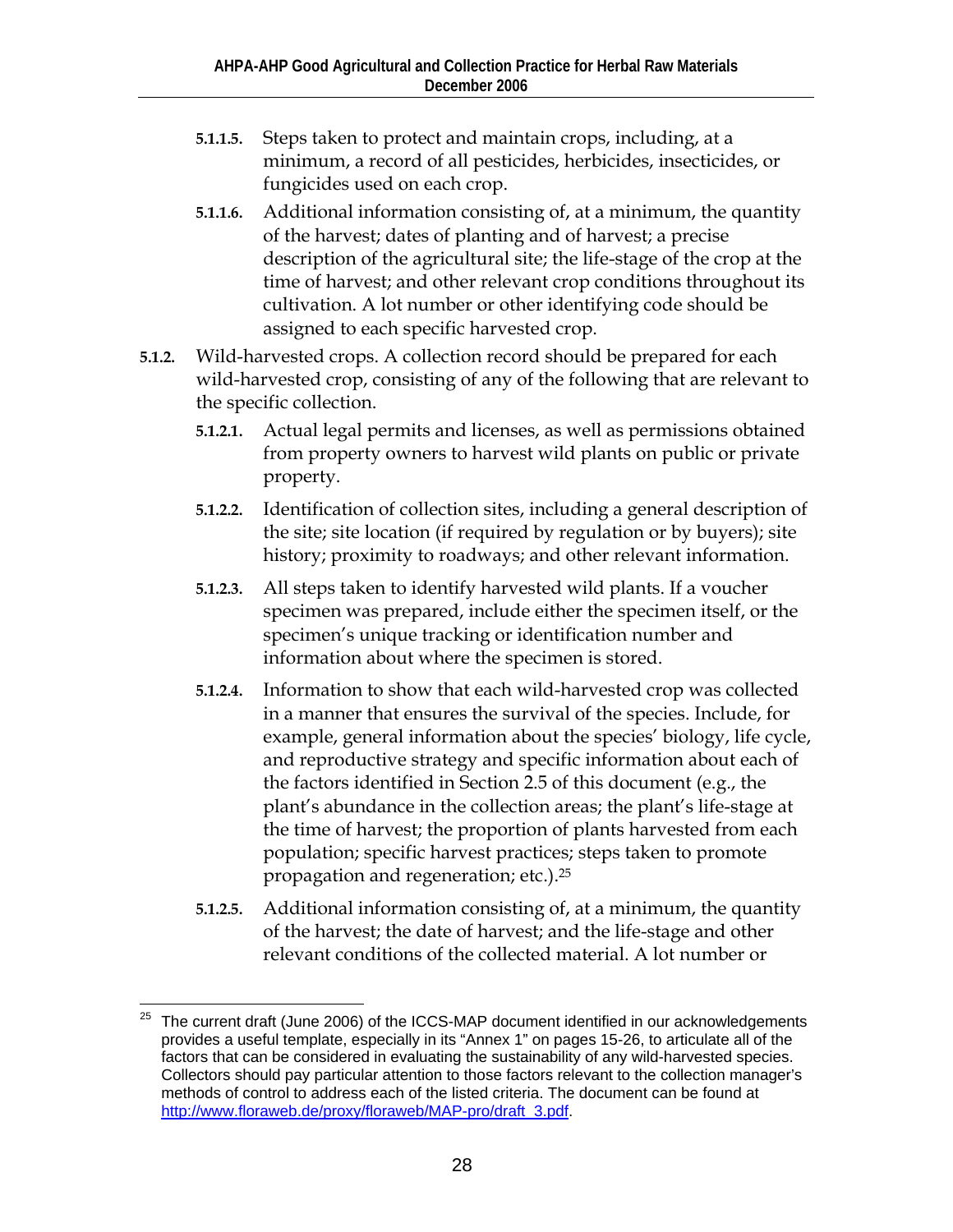**5.1.1.5.** Steps taken to protect and maintain crops, including, at a minimum, a record of all pesticides, herbicides, insecticides, or fungicides used on each crop.

**5.1.1.6.** Additional information consisting of, at a minimum, the quantity of the harvest; dates of planting and of harvest; a precise description of the agricultural site; the life-stage of the crop at the time of harvest; and other relevant crop conditions throughout its cultivation. A lot number or other identifying code should be assigned to each specific harvested crop.

**5.1.2.** Wild-harvested crops. A collection record should be prepared for each wild-harvested crop, consisting of any of the following that are relevant to the specific collection.

**5.1.2.1.** Actual legal permits and licenses, as well as permissions obtained from property owners to harvest wild plants on public or private property.

**5.1.2.2.** Identification of collection sites, including a general description of the site; site location (if required by regulation or by buyers); site history; proximity to roadways; and other relevant information.

**5.1.2.3.** All steps taken to identify harvested wild plants. If a voucher specimen was prepared, include either the specimen itself, or the specimen's unique tracking or identification number and information about where the specimen is stored.

**5.1.2.4.** Information to show that each wild-harvested crop was collected in a manner that ensures the survival of the species. Include, for example, general information about the species' biology, life cycle, and reproductive strategy and specific information about each of the factors identified in Section 2.5 of this document (e.g., the plant's abundance in the collection areas; the plant's life-stage at the time of harvest; the proportion of plants harvested from each population; specific harvest practices; steps taken to promote propagation and regeneration; etc.).[25]

**5.1.2.5.** Additional information consisting of, at a minimum, the quantity of the harvest; the date of harvest; and the life-stage and other relevant conditions of the collected material. A lot number or

---

[25] The current draft (June 2006) of the ICCS-MAP document identified in our acknowledgements provides a useful template, especially in its "Annex 1" on pages 15-26, to articulate all of the factors that can be considered in evaluating the sustainability of any wild-harvested species. Collectors should pay particular attention to those factors relevant to the collection manager's methods of control to address each of the listed criteria. The document can be found at http://www.floraweb.de/proxy/floraweb/MAP-pro/draft_3.pdf.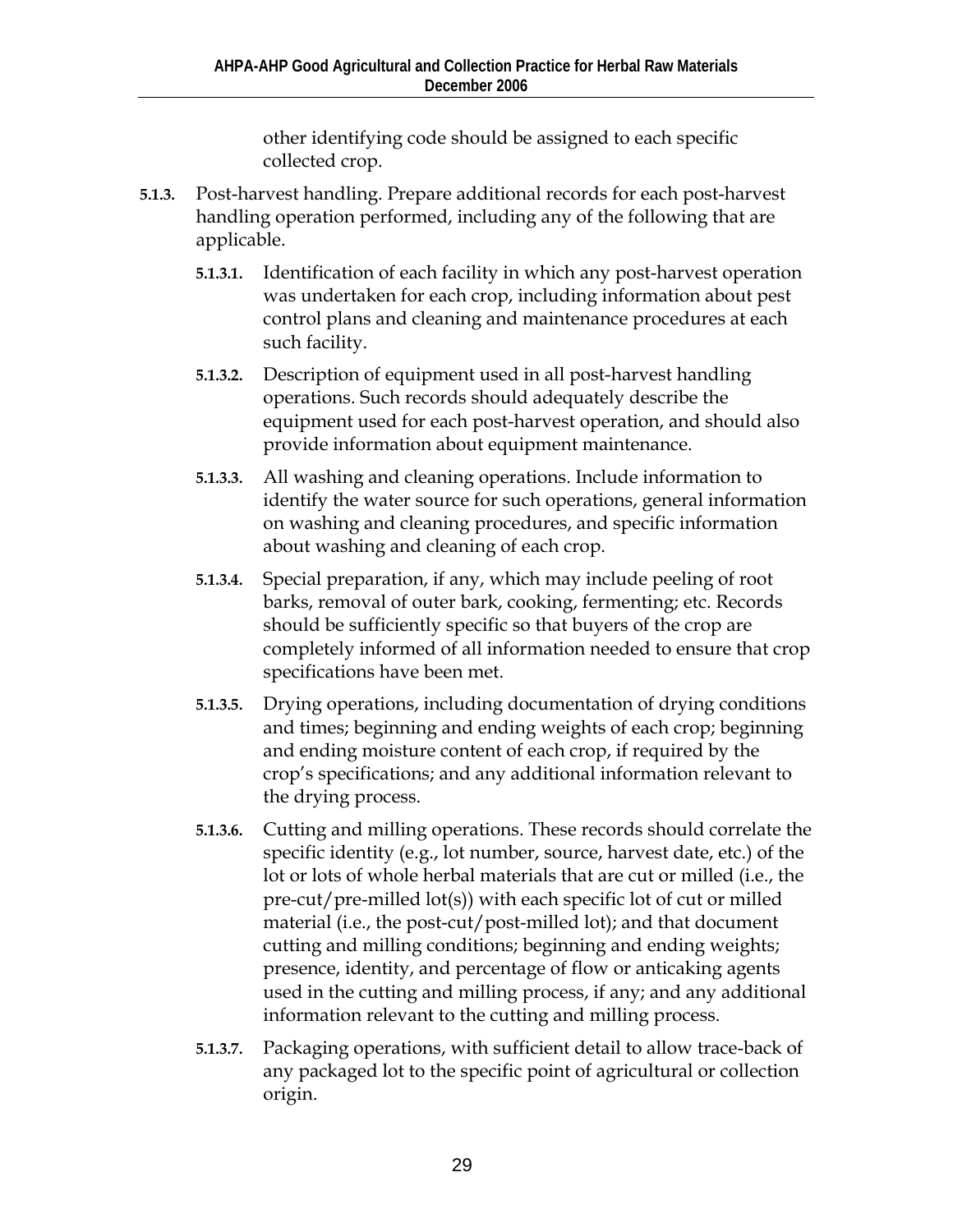other identifying code should be assigned to each specific collected crop.

**5.1.3.** Post-harvest handling. Prepare additional records for each post-harvest handling operation performed, including any of the following that are applicable.

**5.1.3.1.** Identification of each facility in which any post-harvest operation was undertaken for each crop, including information about pest control plans and cleaning and maintenance procedures at each such facility.

**5.1.3.2.** Description of equipment used in all post-harvest handling operations. Such records should adequately describe the equipment used for each post-harvest operation, and should also provide information about equipment maintenance.

**5.1.3.3.** All washing and cleaning operations. Include information to identify the water source for such operations, general information on washing and cleaning procedures, and specific information about washing and cleaning of each crop.

**5.1.3.4.** Special preparation, if any, which may include peeling of root barks, removal of outer bark, cooking, fermenting; etc. Records should be sufficiently specific so that buyers of the crop are completely informed of all information needed to ensure that crop specifications have been met.

**5.1.3.5.** Drying operations, including documentation of drying conditions and times; beginning and ending weights of each crop; beginning and ending moisture content of each crop, if required by the crop's specifications; and any additional information relevant to the drying process.

**5.1.3.6.** Cutting and milling operations. These records should correlate the specific identity (e.g., lot number, source, harvest date, etc.) of the lot or lots of whole herbal materials that are cut or milled (i.e., the pre-cut/pre-milled lot(s)) with each specific lot of cut or milled material (i.e., the post-cut/post-milled lot); and that document cutting and milling conditions; beginning and ending weights; presence, identity, and percentage of flow or anticaking agents used in the cutting and milling process, if any; and any additional information relevant to the cutting and milling process.

**5.1.3.7.** Packaging operations, with sufficient detail to allow trace-back of any packaged lot to the specific point of agricultural or collection origin.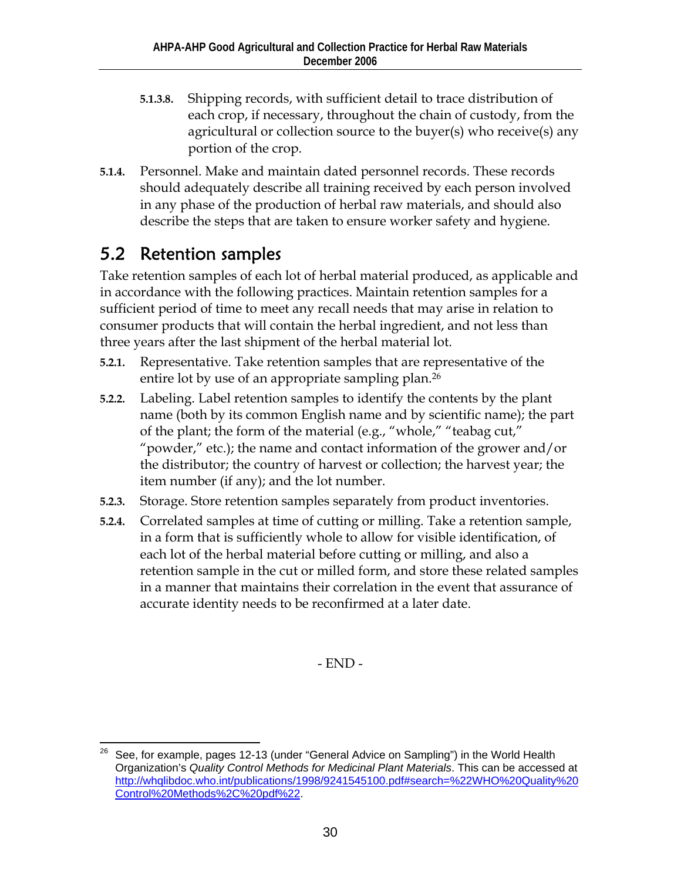**5.1.3.8.** Shipping records, with sufficient detail to trace distribution of each crop, if necessary, throughout the chain of custody, from the agricultural or collection source to the buyer(s) who receive(s) any portion of the crop.

**5.1.4.** Personnel. Make and maintain dated personnel records. These records should adequately describe all training received by each person involved in any phase of the production of herbal raw materials, and should also describe the steps that are taken to ensure worker safety and hygiene.

## 5.2 Retention samples

Take retention samples of each lot of herbal material produced, as applicable and in accordance with the following practices. Maintain retention samples for a sufficient period of time to meet any recall needs that may arise in relation to consumer products that will contain the herbal ingredient, and not less than three years after the last shipment of the herbal material lot.

**5.2.1.** Representative. Take retention samples that are representative of the entire lot by use of an appropriate sampling plan.[26]

**5.2.2.** Labeling. Label retention samples to identify the contents by the plant name (both by its common English name and by scientific name); the part of the plant; the form of the material (e.g., "whole," "teabag cut," "powder," etc.); the name and contact information of the grower and/or the distributor; the country of harvest or collection; the harvest year; the item number (if any); and the lot number.

**5.2.3.** Storage. Store retention samples separately from product inventories.

**5.2.4.** Correlated samples at time of cutting or milling. Take a retention sample, in a form that is sufficiently whole to allow for visible identification, of each lot of the herbal material before cutting or milling, and also a retention sample in the cut or milled form, and store these related samples in a manner that maintains their correlation in the event that assurance of accurate identity needs to be reconfirmed at a later date.

- END -

---

[26] See, for example, pages 12-13 (under "General Advice on Sampling") in the World Health Organization's *Quality Control Methods for Medicinal Plant Materials*. This can be accessed at http://whqlibdoc.who.int/publications/1998/9241545100.pdf#search=%22WHO%20Quality%20Control%20Methods%2C%20pdf%22.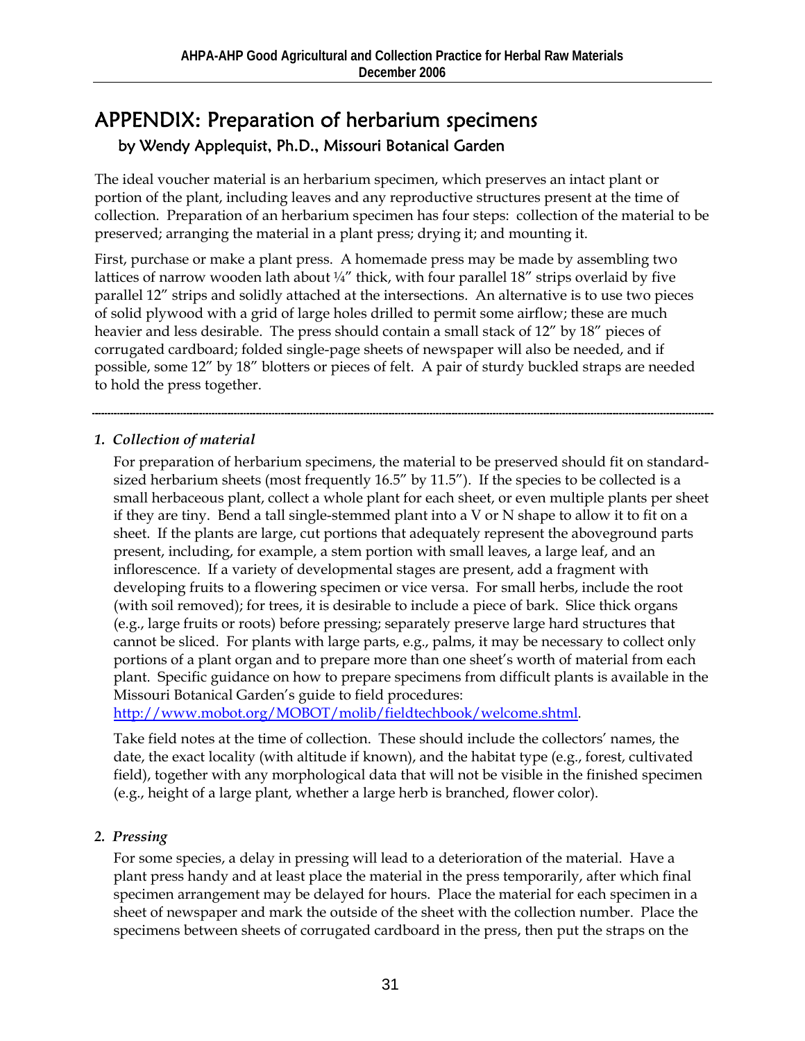# APPENDIX: Preparation of herbarium specimens

## by Wendy Applequist, Ph.D., Missouri Botanical Garden

The ideal voucher material is an herbarium specimen, which preserves an intact plant or portion of the plant, including leaves and any reproductive structures present at the time of collection. Preparation of an herbarium specimen has four steps: collection of the material to be preserved; arranging the material in a plant press; drying it; and mounting it.

First, purchase or make a plant press. A homemade press may be made by assembling two lattices of narrow wooden lath about ¼" thick, with four parallel 18" strips overlaid by five parallel 12" strips and solidly attached at the intersections. An alternative is to use two pieces of solid plywood with a grid of large holes drilled to permit some airflow; these are much heavier and less desirable. The press should contain a small stack of 12" by 18" pieces of corrugated cardboard; folded single-page sheets of newspaper will also be needed, and if possible, some 12" by 18" blotters or pieces of felt. A pair of sturdy buckled straps are needed to hold the press together.

---

### *1. Collection of material*

For preparation of herbarium specimens, the material to be preserved should fit on standard-sized herbarium sheets (most frequently 16.5" by 11.5"). If the species to be collected is a small herbaceous plant, collect a whole plant for each sheet, or even multiple plants per sheet if they are tiny. Bend a tall single-stemmed plant into a V or N shape to allow it to fit on a sheet. If the plants are large, cut portions that adequately represent the aboveground parts present, including, for example, a stem portion with small leaves, a large leaf, and an inflorescence. If a variety of developmental stages are present, add a fragment with developing fruits to a flowering specimen or vice versa. For small herbs, include the root (with soil removed); for trees, it is desirable to include a piece of bark. Slice thick organs (e.g., large fruits or roots) before pressing; separately preserve large hard structures that cannot be sliced. For plants with large parts, e.g., palms, it may be necessary to collect only portions of a plant organ and to prepare more than one sheet's worth of material from each plant. Specific guidance on how to prepare specimens from difficult plants is available in the Missouri Botanical Garden's guide to field procedures: http://www.mobot.org/MOBOT/molib/fieldtechbook/welcome.shtml.

Take field notes at the time of collection. These should include the collectors' names, the date, the exact locality (with altitude if known), and the habitat type (e.g., forest, cultivated field), together with any morphological data that will not be visible in the finished specimen (e.g., height of a large plant, whether a large herb is branched, flower color).

### *2. Pressing*

For some species, a delay in pressing will lead to a deterioration of the material. Have a plant press handy and at least place the material in the press temporarily, after which final specimen arrangement may be delayed for hours. Place the material for each specimen in a sheet of newspaper and mark the outside of the sheet with the collection number. Place the specimens between sheets of corrugated cardboard in the press, then put the straps on the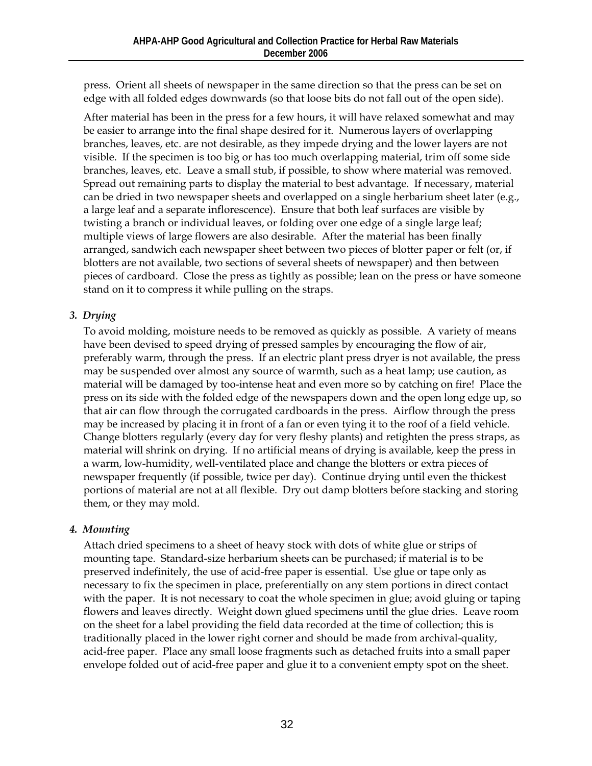press. Orient all sheets of newspaper in the same direction so that the press can be set on edge with all folded edges downwards (so that loose bits do not fall out of the open side).

After material has been in the press for a few hours, it will have relaxed somewhat and may be easier to arrange into the final shape desired for it. Numerous layers of overlapping branches, leaves, etc. are not desirable, as they impede drying and the lower layers are not visible. If the specimen is too big or has too much overlapping material, trim off some side branches, leaves, etc. Leave a small stub, if possible, to show where material was removed. Spread out remaining parts to display the material to best advantage. If necessary, material can be dried in two newspaper sheets and overlapped on a single herbarium sheet later (e.g., a large leaf and a separate inflorescence). Ensure that both leaf surfaces are visible by twisting a branch or individual leaves, or folding over one edge of a single large leaf; multiple views of large flowers are also desirable. After the material has been finally arranged, sandwich each newspaper sheet between two pieces of blotter paper or felt (or, if blotters are not available, two sections of several sheets of newspaper) and then between pieces of cardboard. Close the press as tightly as possible; lean on the press or have someone stand on it to compress it while pulling on the straps.

### *3. Drying*

To avoid molding, moisture needs to be removed as quickly as possible. A variety of means have been devised to speed drying of pressed samples by encouraging the flow of air, preferably warm, through the press. If an electric plant press dryer is not available, the press may be suspended over almost any source of warmth, such as a heat lamp; use caution, as material will be damaged by too-intense heat and even more so by catching on fire! Place the press on its side with the folded edge of the newspapers down and the open long edge up, so that air can flow through the corrugated cardboards in the press. Airflow through the press may be increased by placing it in front of a fan or even tying it to the roof of a field vehicle. Change blotters regularly (every day for very fleshy plants) and retighten the press straps, as material will shrink on drying. If no artificial means of drying is available, keep the press in a warm, low-humidity, well-ventilated place and change the blotters or extra pieces of newspaper frequently (if possible, twice per day). Continue drying until even the thickest portions of material are not at all flexible. Dry out damp blotters before stacking and storing them, or they may mold.

### *4. Mounting*

Attach dried specimens to a sheet of heavy stock with dots of white glue or strips of mounting tape. Standard-size herbarium sheets can be purchased; if material is to be preserved indefinitely, the use of acid-free paper is essential. Use glue or tape only as necessary to fix the specimen in place, preferentially on any stem portions in direct contact with the paper. It is not necessary to coat the whole specimen in glue; avoid gluing or taping flowers and leaves directly. Weight down glued specimens until the glue dries. Leave room on the sheet for a label providing the field data recorded at the time of collection; this is traditionally placed in the lower right corner and should be made from archival-quality, acid-free paper. Place any small loose fragments such as detached fruits into a small paper envelope folded out of acid-free paper and glue it to a convenient empty spot on the sheet.